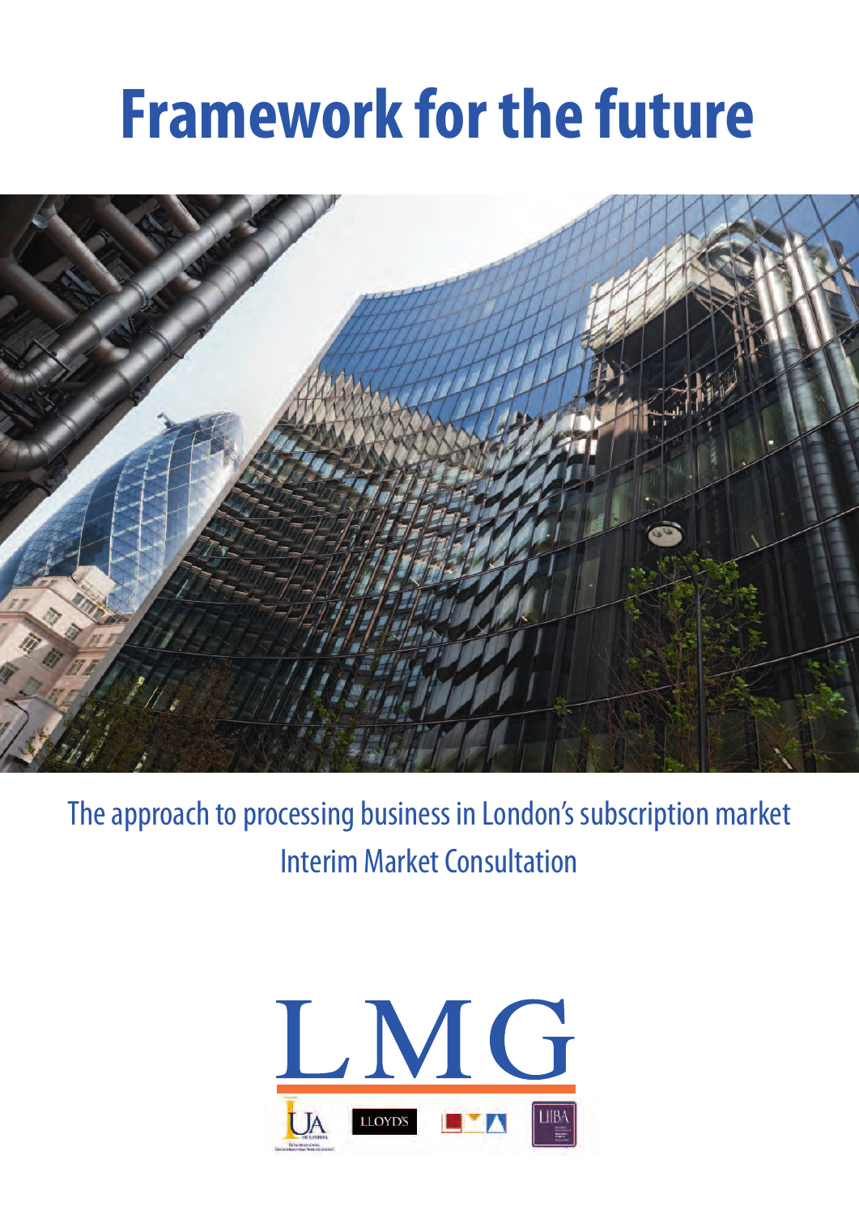# Framework for the future

The approach to processing business in London's subscription market

Interim Market Consultation

LMG

LLOYD'S

LIIBA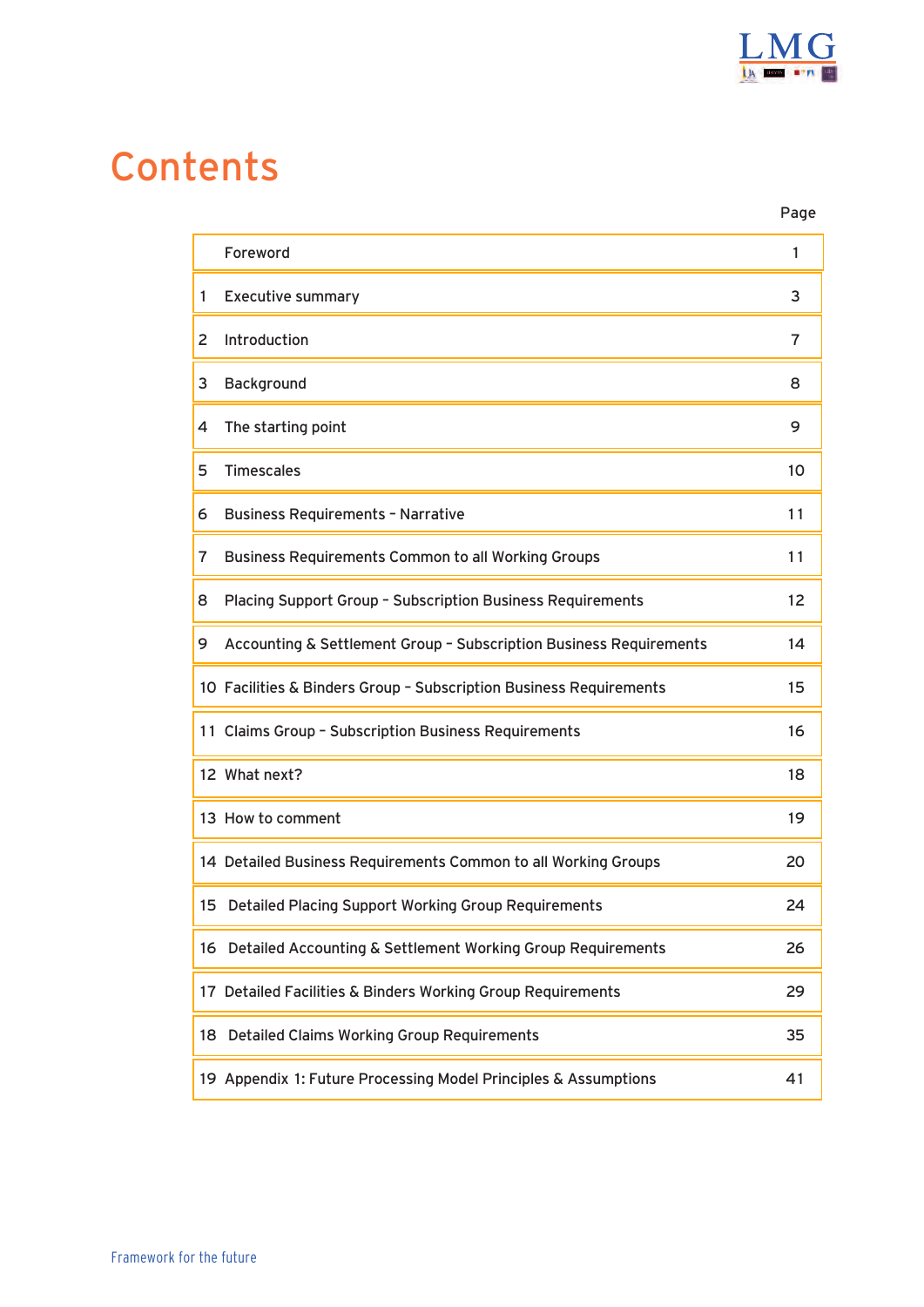# Contents

| | | Page |
|---|---|---|
| | Foreword | 1 |
| 1 | Executive summary | 3 |
| 2 | Introduction | 7 |
| 3 | Background | 8 |
| 4 | The starting point | 9 |
| 5 | Timescales | 10 |
| 6 | Business Requirements – Narrative | 11 |
| 7 | Business Requirements Common to all Working Groups | 11 |
| 8 | Placing Support Group – Subscription Business Requirements | 12 |
| 9 | Accounting & Settlement Group – Subscription Business Requirements | 14 |
| 10 | Facilities & Binders Group – Subscription Business Requirements | 15 |
| 11 | Claims Group – Subscription Business Requirements | 16 |
| 12 | What next? | 18 |
| 13 | How to comment | 19 |
| 14 | Detailed Business Requirements Common to all Working Groups | 20 |
| 15 | Detailed Placing Support Working Group Requirements | 24 |
| 16 | Detailed Accounting & Settlement Working Group Requirements | 26 |
| 17 | Detailed Facilities & Binders Working Group Requirements | 29 |
| 18 | Detailed Claims Working Group Requirements | 35 |
| 19 | Appendix 1: Future Processing Model Principles & Assumptions | 41 |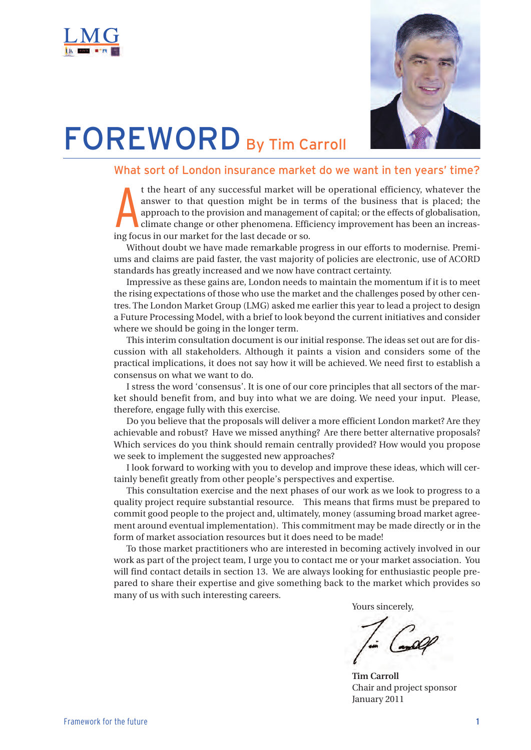# FOREWORD By Tim Carroll

## What sort of London insurance market do we want in ten years' time?

At the heart of any successful market will be operational efficiency, whatever the answer to that question might be in terms of the business that is placed; the approach to the provision and management of capital; or the effects of globalisation, climate change or other phenomena. Efficiency improvement has been an increasing focus in our market for the last decade or so.

Without doubt we have made remarkable progress in our efforts to modernise. Premiums and claims are paid faster, the vast majority of policies are electronic, use of ACORD standards has greatly increased and we now have contract certainty.

Impressive as these gains are, London needs to maintain the momentum if it is to meet the rising expectations of those who use the market and the challenges posed by other centres. The London Market Group (LMG) asked me earlier this year to lead a project to design a Future Processing Model, with a brief to look beyond the current initiatives and consider where we should be going in the longer term.

This interim consultation document is our initial response. The ideas set out are for discussion with all stakeholders. Although it paints a vision and considers some of the practical implications, it does not say how it will be achieved. We need first to establish a consensus on what we want to do.

I stress the word 'consensus'. It is one of our core principles that all sectors of the market should benefit from, and buy into what we are doing. We need your input. Please, therefore, engage fully with this exercise.

Do you believe that the proposals will deliver a more efficient London market? Are they achievable and robust? Have we missed anything? Are there better alternative proposals? Which services do you think should remain centrally provided? How would you propose we seek to implement the suggested new approaches?

I look forward to working with you to develop and improve these ideas, which will certainly benefit greatly from other people's perspectives and expertise.

This consultation exercise and the next phases of our work as we look to progress to a quality project require substantial resource. This means that firms must be prepared to commit good people to the project and, ultimately, money (assuming broad market agreement around eventual implementation). This commitment may be made directly or in the form of market association resources but it does need to be made!

To those market practitioners who are interested in becoming actively involved in our work as part of the project team, I urge you to contact me or your market association. You will find contact details in section 13. We are always looking for enthusiastic people prepared to share their expertise and give something back to the market which provides so many of us with such interesting careers.

Yours sincerely,

**Tim Carroll**
Chair and project sponsor
January 2011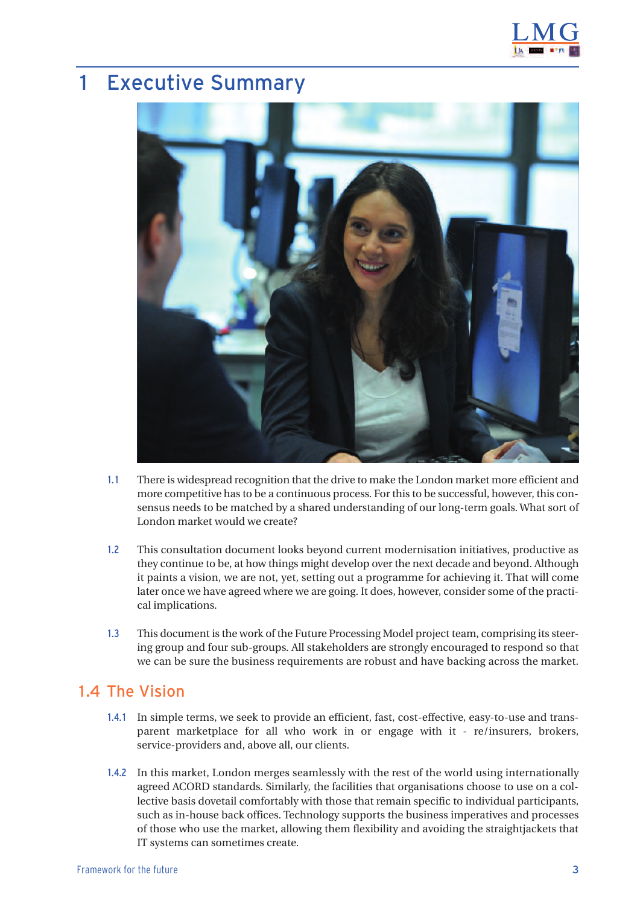# 1 Executive Summary

1.1 There is widespread recognition that the drive to make the London market more efficient and more competitive has to be a continuous process. For this to be successful, however, this consensus needs to be matched by a shared understanding of our long-term goals. What sort of London market would we create?

1.2 This consultation document looks beyond current modernisation initiatives, productive as they continue to be, at how things might develop over the next decade and beyond. Although it paints a vision, we are not, yet, setting out a programme for achieving it. That will come later once we have agreed where we are going. It does, however, consider some of the practical implications.

1.3 This document is the work of the Future Processing Model project team, comprising its steering group and four sub-groups. All stakeholders are strongly encouraged to respond so that we can be sure the business requirements are robust and have backing across the market.

## 1.4 The Vision

1.4.1 In simple terms, we seek to provide an efficient, fast, cost-effective, easy-to-use and transparent marketplace for all who work in or engage with it - re/insurers, brokers, service-providers and, above all, our clients.

1.4.2 In this market, London merges seamlessly with the rest of the world using internationally agreed ACORD standards. Similarly, the facilities that organisations choose to use on a collective basis dovetail comfortably with those that remain specific to individual participants, such as in-house back offices. Technology supports the business imperatives and processes of those who use the market, allowing them flexibility and avoiding the straightjackets that IT systems can sometimes create.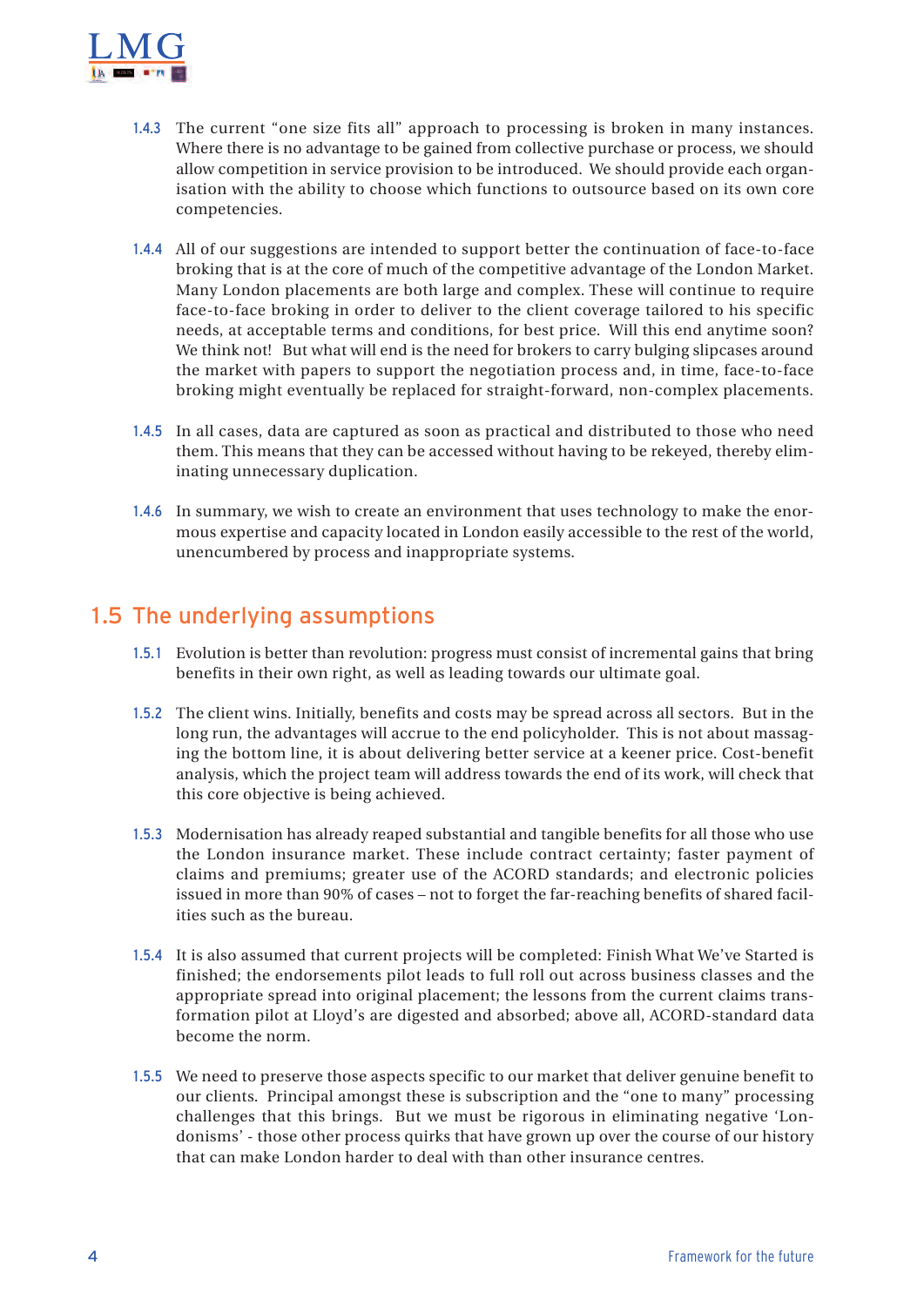1.4.3 The current "one size fits all" approach to processing is broken in many instances. Where there is no advantage to be gained from collective purchase or process, we should allow competition in service provision to be introduced. We should provide each organisation with the ability to choose which functions to outsource based on its own core competencies.

1.4.4 All of our suggestions are intended to support better the continuation of face-to-face broking that is at the core of much of the competitive advantage of the London Market. Many London placements are both large and complex. These will continue to require face-to-face broking in order to deliver to the client coverage tailored to his specific needs, at acceptable terms and conditions, for best price. Will this end anytime soon? We think not! But what will end is the need for brokers to carry bulging slipcases around the market with papers to support the negotiation process and, in time, face-to-face broking might eventually be replaced for straight-forward, non-complex placements.

1.4.5 In all cases, data are captured as soon as practical and distributed to those who need them. This means that they can be accessed without having to be rekeyed, thereby eliminating unnecessary duplication.

1.4.6 In summary, we wish to create an environment that uses technology to make the enormous expertise and capacity located in London easily accessible to the rest of the world, unencumbered by process and inappropriate systems.

## 1.5 The underlying assumptions

1.5.1 Evolution is better than revolution: progress must consist of incremental gains that bring benefits in their own right, as well as leading towards our ultimate goal.

1.5.2 The client wins. Initially, benefits and costs may be spread across all sectors. But in the long run, the advantages will accrue to the end policyholder. This is not about massaging the bottom line, it is about delivering better service at a keener price. Cost-benefit analysis, which the project team will address towards the end of its work, will check that this core objective is being achieved.

1.5.3 Modernisation has already reaped substantial and tangible benefits for all those who use the London insurance market. These include contract certainty; faster payment of claims and premiums; greater use of the ACORD standards; and electronic policies issued in more than 90% of cases – not to forget the far-reaching benefits of shared facilities such as the bureau.

1.5.4 It is also assumed that current projects will be completed: Finish What We've Started is finished; the endorsements pilot leads to full roll out across business classes and the appropriate spread into original placement; the lessons from the current claims transformation pilot at Lloyd's are digested and absorbed; above all, ACORD-standard data become the norm.

1.5.5 We need to preserve those aspects specific to our market that deliver genuine benefit to our clients. Principal amongst these is subscription and the "one to many" processing challenges that this brings. But we must be rigorous in eliminating negative 'Londonisms' - those other process quirks that have grown up over the course of our history that can make London harder to deal with than other insurance centres.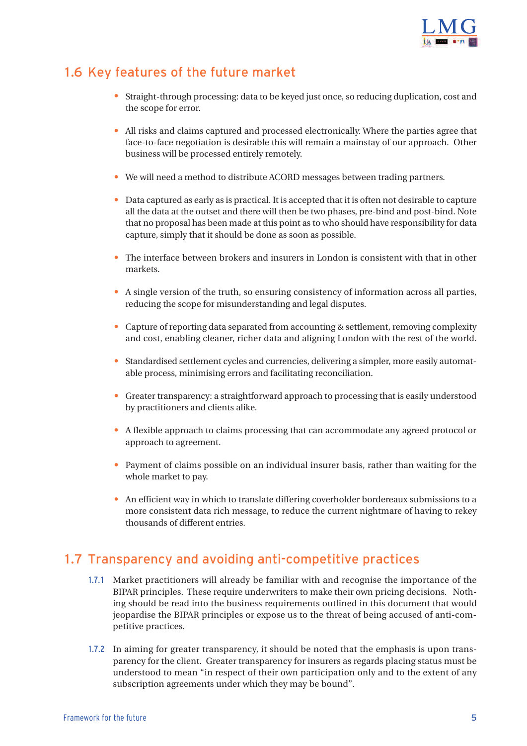## 1.6 Key features of the future market

- Straight-through processing: data to be keyed just once, so reducing duplication, cost and the scope for error.
- All risks and claims captured and processed electronically. Where the parties agree that face-to-face negotiation is desirable this will remain a mainstay of our approach. Other business will be processed entirely remotely.
- We will need a method to distribute ACORD messages between trading partners.
- Data captured as early as is practical. It is accepted that it is often not desirable to capture all the data at the outset and there will then be two phases, pre-bind and post-bind. Note that no proposal has been made at this point as to who should have responsibility for data capture, simply that it should be done as soon as possible.
- The interface between brokers and insurers in London is consistent with that in other markets.
- A single version of the truth, so ensuring consistency of information across all parties, reducing the scope for misunderstanding and legal disputes.
- Capture of reporting data separated from accounting & settlement, removing complexity and cost, enabling cleaner, richer data and aligning London with the rest of the world.
- Standardised settlement cycles and currencies, delivering a simpler, more easily automatable process, minimising errors and facilitating reconciliation.
- Greater transparency: a straightforward approach to processing that is easily understood by practitioners and clients alike.
- A flexible approach to claims processing that can accommodate any agreed protocol or approach to agreement.
- Payment of claims possible on an individual insurer basis, rather than waiting for the whole market to pay.
- An efficient way in which to translate differing coverholder bordereaux submissions to a more consistent data rich message, to reduce the current nightmare of having to rekey thousands of different entries.

## 1.7 Transparency and avoiding anti-competitive practices

1.7.1 Market practitioners will already be familiar with and recognise the importance of the BIPAR principles. These require underwriters to make their own pricing decisions. Nothing should be read into the business requirements outlined in this document that would jeopardise the BIPAR principles or expose us to the threat of being accused of anti-competitive practices.

1.7.2 In aiming for greater transparency, it should be noted that the emphasis is upon transparency for the client. Greater transparency for insurers as regards placing status must be understood to mean "in respect of their own participation only and to the extent of any subscription agreements under which they may be bound".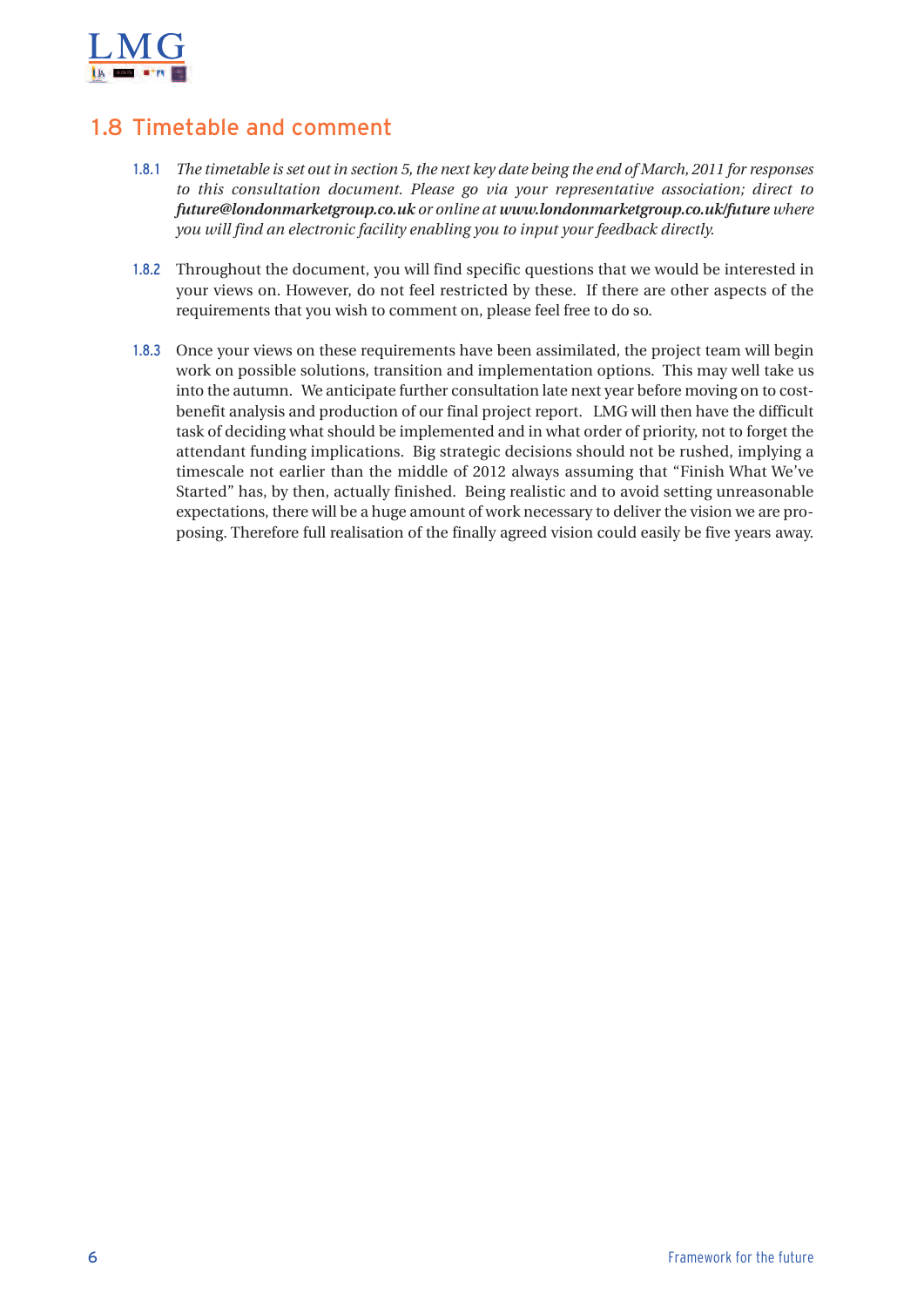## 1.8 Timetable and comment

1.8.1 *The timetable is set out in section 5, the next key date being the end of March, 2011 for responses to this consultation document. Please go via your representative association; direct to **future@londonmarketgroup.co.uk** or online at **www.londonmarketgroup.co.uk/future** where you will find an electronic facility enabling you to input your feedback directly.*

1.8.2 Throughout the document, you will find specific questions that we would be interested in your views on. However, do not feel restricted by these. If there are other aspects of the requirements that you wish to comment on, please feel free to do so.

1.8.3 Once your views on these requirements have been assimilated, the project team will begin work on possible solutions, transition and implementation options. This may well take us into the autumn. We anticipate further consultation late next year before moving on to cost-benefit analysis and production of our final project report. LMG will then have the difficult task of deciding what should be implemented and in what order of priority, not to forget the attendant funding implications. Big strategic decisions should not be rushed, implying a timescale not earlier than the middle of 2012 always assuming that "Finish What We've Started" has, by then, actually finished. Being realistic and to avoid setting unreasonable expectations, there will be a huge amount of work necessary to deliver the vision we are proposing. Therefore full realisation of the finally agreed vision could easily be five years away.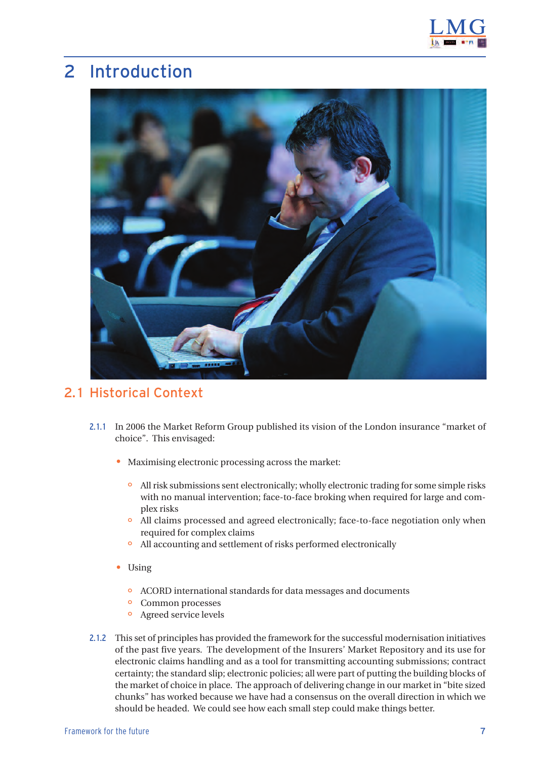# 2 Introduction

## 2.1 Historical Context

2.1.1 In 2006 the Market Reform Group published its vision of the London insurance "market of choice". This envisaged:

- Maximising electronic processing across the market:
  - All risk submissions sent electronically; wholly electronic trading for some simple risks with no manual intervention; face-to-face broking when required for large and complex risks
  - All claims processed and agreed electronically; face-to-face negotiation only when required for complex claims
  - All accounting and settlement of risks performed electronically
- Using
  - ACORD international standards for data messages and documents
  - Common processes
  - Agreed service levels

2.1.2 This set of principles has provided the framework for the successful modernisation initiatives of the past five years. The development of the Insurers' Market Repository and its use for electronic claims handling and as a tool for transmitting accounting submissions; contract certainty; the standard slip; electronic policies; all were part of putting the building blocks of the market of choice in place. The approach of delivering change in our market in "bite sized chunks" has worked because we have had a consensus on the overall direction in which we should be headed. We could see how each small step could make things better.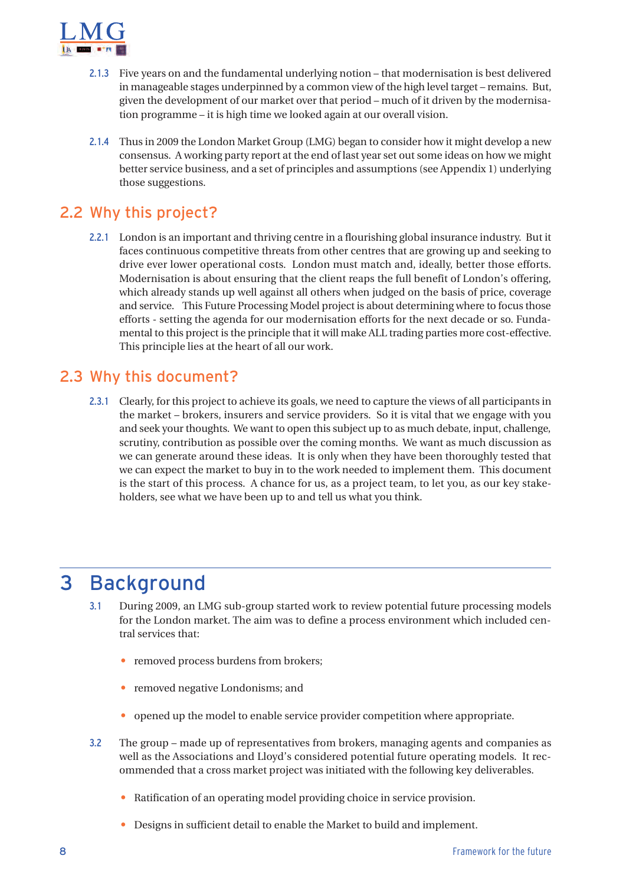2.1.3 Five years on and the fundamental underlying notion – that modernisation is best delivered in manageable stages underpinned by a common view of the high level target – remains. But, given the development of our market over that period – much of it driven by the modernisation programme – it is high time we looked again at our overall vision.

2.1.4 Thus in 2009 the London Market Group (LMG) began to consider how it might develop a new consensus. A working party report at the end of last year set out some ideas on how we might better service business, and a set of principles and assumptions (see Appendix 1) underlying those suggestions.

## 2.2 Why this project?

2.2.1 London is an important and thriving centre in a flourishing global insurance industry. But it faces continuous competitive threats from other centres that are growing up and seeking to drive ever lower operational costs. London must match and, ideally, better those efforts. Modernisation is about ensuring that the client reaps the full benefit of London's offering, which already stands up well against all others when judged on the basis of price, coverage and service. This Future Processing Model project is about determining where to focus those efforts - setting the agenda for our modernisation efforts for the next decade or so. Fundamental to this project is the principle that it will make ALL trading parties more cost-effective. This principle lies at the heart of all our work.

## 2.3 Why this document?

2.3.1 Clearly, for this project to achieve its goals, we need to capture the views of all participants in the market – brokers, insurers and service providers. So it is vital that we engage with you and seek your thoughts. We want to open this subject up to as much debate, input, challenge, scrutiny, contribution as possible over the coming months. We want as much discussion as we can generate around these ideas. It is only when they have been thoroughly tested that we can expect the market to buy in to the work needed to implement them. This document is the start of this process. A chance for us, as a project team, to let you, as our key stakeholders, see what we have been up to and tell us what you think.

# 3 Background

3.1 During 2009, an LMG sub-group started work to review potential future processing models for the London market. The aim was to define a process environment which included central services that:

- removed process burdens from brokers;
- removed negative Londonisms; and
- opened up the model to enable service provider competition where appropriate.

3.2 The group – made up of representatives from brokers, managing agents and companies as well as the Associations and Lloyd's considered potential future operating models. It recommended that a cross market project was initiated with the following key deliverables.

- Ratification of an operating model providing choice in service provision.
- Designs in sufficient detail to enable the Market to build and implement.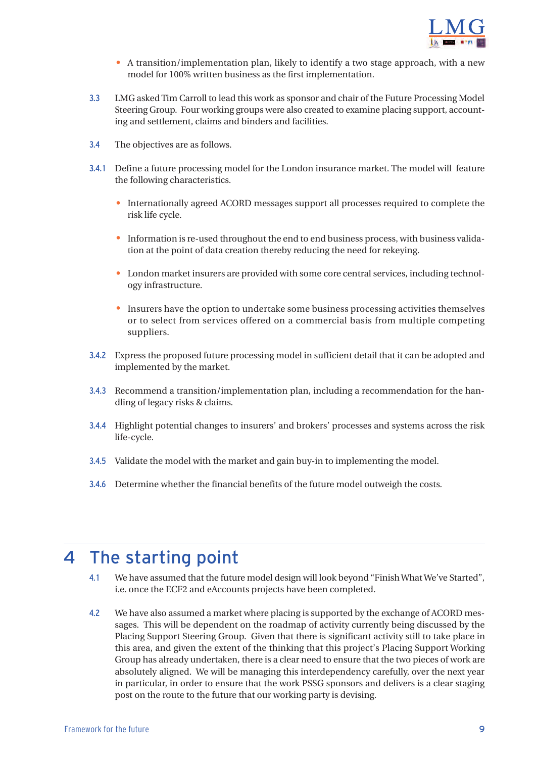- A transition/implementation plan, likely to identify a two stage approach, with a new model for 100% written business as the first implementation.

3.3 LMG asked Tim Carroll to lead this work as sponsor and chair of the Future Processing Model Steering Group. Four working groups were also created to examine placing support, accounting and settlement, claims and binders and facilities.

3.4 The objectives are as follows.

3.4.1 Define a future processing model for the London insurance market. The model will feature the following characteristics.

- Internationally agreed ACORD messages support all processes required to complete the risk life cycle.
- Information is re-used throughout the end to end business process, with business validation at the point of data creation thereby reducing the need for rekeying.
- London market insurers are provided with some core central services, including technology infrastructure.
- Insurers have the option to undertake some business processing activities themselves or to select from services offered on a commercial basis from multiple competing suppliers.

3.4.2 Express the proposed future processing model in sufficient detail that it can be adopted and implemented by the market.

3.4.3 Recommend a transition/implementation plan, including a recommendation for the handling of legacy risks & claims.

3.4.4 Highlight potential changes to insurers' and brokers' processes and systems across the risk life-cycle.

3.4.5 Validate the model with the market and gain buy-in to implementing the model.

3.4.6 Determine whether the financial benefits of the future model outweigh the costs.

# 4 The starting point

4.1 We have assumed that the future model design will look beyond "Finish What We've Started", i.e. once the ECF2 and eAccounts projects have been completed.

4.2 We have also assumed a market where placing is supported by the exchange of ACORD messages. This will be dependent on the roadmap of activity currently being discussed by the Placing Support Steering Group. Given that there is significant activity still to take place in this area, and given the extent of the thinking that this project's Placing Support Working Group has already undertaken, there is a clear need to ensure that the two pieces of work are absolutely aligned. We will be managing this interdependency carefully, over the next year in particular, in order to ensure that the work PSSG sponsors and delivers is a clear staging post on the route to the future that our working party is devising.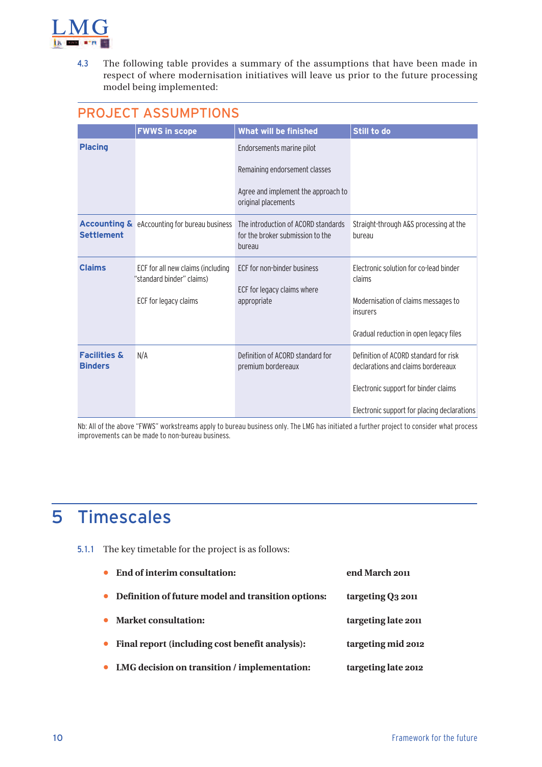4.3 The following table provides a summary of the assumptions that have been made in respect of where modernisation initiatives will leave us prior to the future processing model being implemented:

## PROJECT ASSUMPTIONS

| | FWWS in scope | What will be finished | Still to do |
|---|---|---|---|
| **Placing** | | Endorsements marine pilot<br><br>Remaining endorsement classes<br><br>Agree and implement the approach to original placements | |
| **Accounting & Settlement** | eAccounting for bureau business | The introduction of ACORD standards for the broker submission to the bureau | Straight-through A&S processing at the bureau |
| **Claims** | ECF for all new claims (including "standard binder" claims)<br><br>ECF for legacy claims | ECF for non-binder business<br><br>ECF for legacy claims where appropriate | Electronic solution for co-lead binder claims<br><br>Modernisation of claims messages to insurers<br><br>Gradual reduction in open legacy files |
| **Facilities & Binders** | N/A | Definition of ACORD standard for premium bordereaux | Definition of ACORD standard for risk declarations and claims bordereaux<br><br>Electronic support for binder claims<br><br>Electronic support for placing declarations |

Nb: All of the above "FWWS" workstreams apply to bureau business only. The LMG has initiated a further project to consider what process improvements can be made to non-bureau business.

# 5 Timescales

5.1.1 The key timetable for the project is as follows:

- **End of interim consultation:** end March 2011
- **Definition of future model and transition options:** targeting Q3 2011
- **Market consultation:** targeting late 2011
- **Final report (including cost benefit analysis):** targeting mid 2012
- **LMG decision on transition / implementation:** targeting late 2012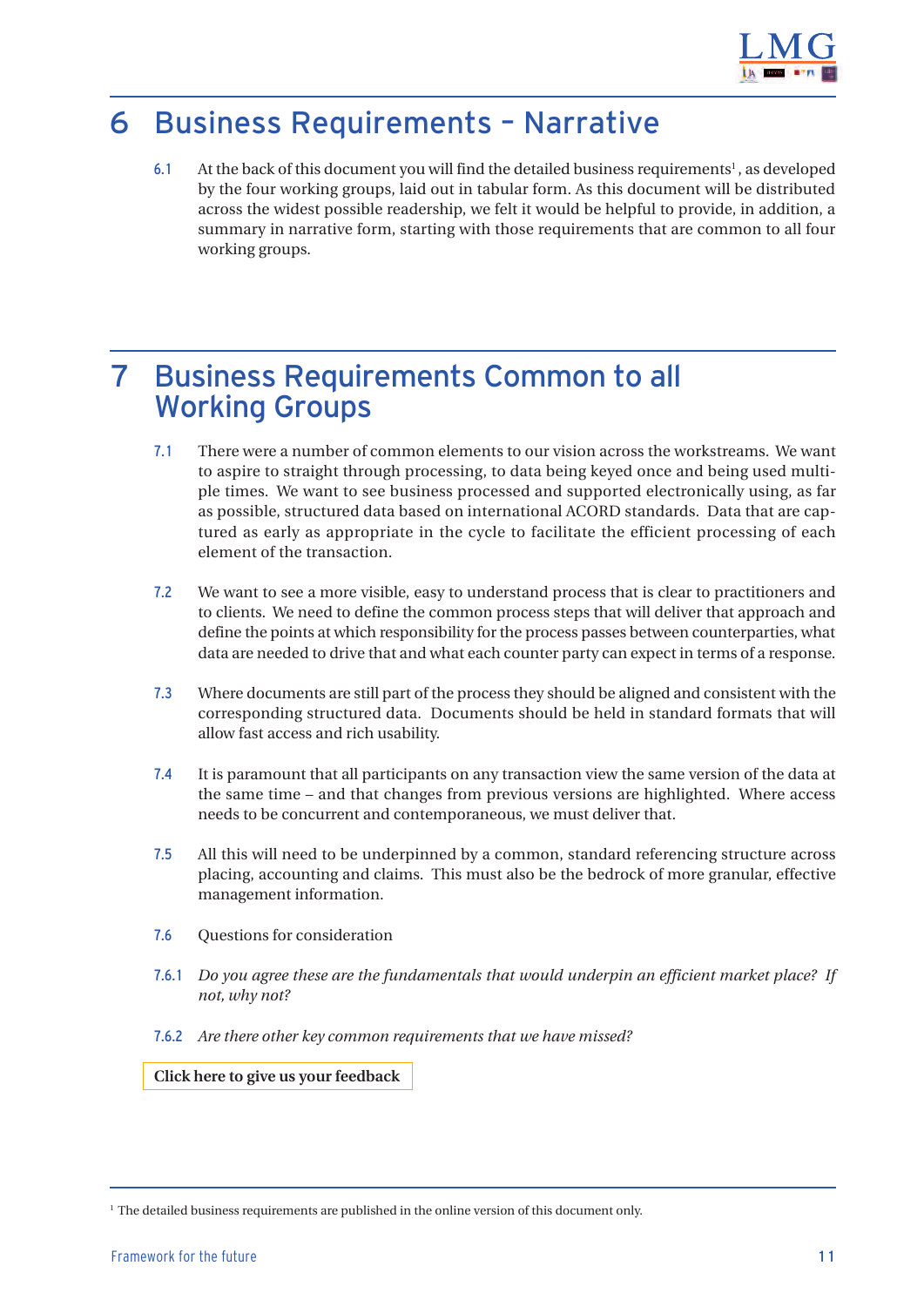# 6 Business Requirements – Narrative

6.1 At the back of this document you will find the detailed business requirements[1], as developed by the four working groups, laid out in tabular form. As this document will be distributed across the widest possible readership, we felt it would be helpful to provide, in addition, a summary in narrative form, starting with those requirements that are common to all four working groups.

# 7 Business Requirements Common to all Working Groups

7.1 There were a number of common elements to our vision across the workstreams. We want to aspire to straight through processing, to data being keyed once and being used multiple times. We want to see business processed and supported electronically using, as far as possible, structured data based on international ACORD standards. Data that are captured as early as appropriate in the cycle to facilitate the efficient processing of each element of the transaction.

7.2 We want to see a more visible, easy to understand process that is clear to practitioners and to clients. We need to define the common process steps that will deliver that approach and define the points at which responsibility for the process passes between counterparties, what data are needed to drive that and what each counter party can expect in terms of a response.

7.3 Where documents are still part of the process they should be aligned and consistent with the corresponding structured data. Documents should be held in standard formats that will allow fast access and rich usability.

7.4 It is paramount that all participants on any transaction view the same version of the data at the same time – and that changes from previous versions are highlighted. Where access needs to be concurrent and contemporaneous, we must deliver that.

7.5 All this will need to be underpinned by a common, standard referencing structure across placing, accounting and claims. This must also be the bedrock of more granular, effective management information.

7.6 Questions for consideration

7.6.1 *Do you agree these are the fundamentals that would underpin an efficient market place? If not, why not?*

7.6.2 *Are there other key common requirements that we have missed?*

**Click here to give us your feedback**

[1] The detailed business requirements are published in the online version of this document only.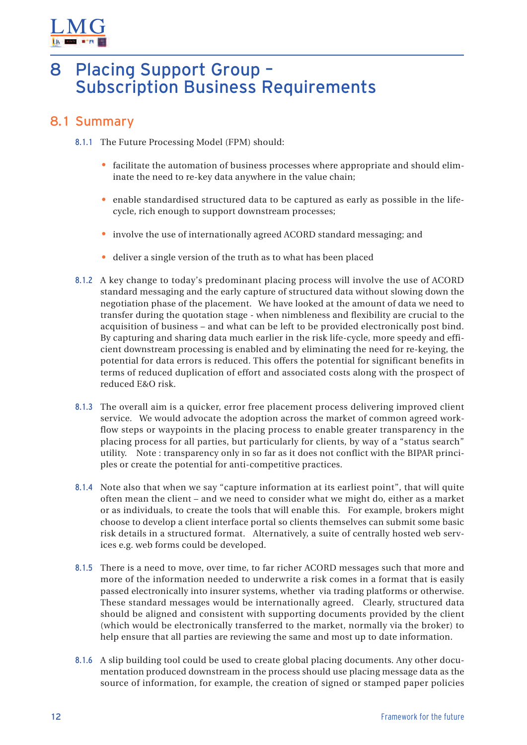# 8 Placing Support Group – Subscription Business Requirements

## 8.1 Summary

8.1.1 The Future Processing Model (FPM) should:

- facilitate the automation of business processes where appropriate and should eliminate the need to re-key data anywhere in the value chain;
- enable standardised structured data to be captured as early as possible in the lifecycle, rich enough to support downstream processes;
- involve the use of internationally agreed ACORD standard messaging; and
- deliver a single version of the truth as to what has been placed

8.1.2 A key change to today's predominant placing process will involve the use of ACORD standard messaging and the early capture of structured data without slowing down the negotiation phase of the placement. We have looked at the amount of data we need to transfer during the quotation stage - when nimbleness and flexibility are crucial to the acquisition of business – and what can be left to be provided electronically post bind. By capturing and sharing data much earlier in the risk life-cycle, more speedy and efficient downstream processing is enabled and by eliminating the need for re-keying, the potential for data errors is reduced. This offers the potential for significant benefits in terms of reduced duplication of effort and associated costs along with the prospect of reduced E&O risk.

8.1.3 The overall aim is a quicker, error free placement process delivering improved client service. We would advocate the adoption across the market of common agreed workflow steps or waypoints in the placing process to enable greater transparency in the placing process for all parties, but particularly for clients, by way of a "status search" utility. Note : transparency only in so far as it does not conflict with the BIPAR principles or create the potential for anti-competitive practices.

8.1.4 Note also that when we say "capture information at its earliest point", that will quite often mean the client – and we need to consider what we might do, either as a market or as individuals, to create the tools that will enable this. For example, brokers might choose to develop a client interface portal so clients themselves can submit some basic risk details in a structured format. Alternatively, a suite of centrally hosted web services e.g. web forms could be developed.

8.1.5 There is a need to move, over time, to far richer ACORD messages such that more and more of the information needed to underwrite a risk comes in a format that is easily passed electronically into insurer systems, whether via trading platforms or otherwise. These standard messages would be internationally agreed. Clearly, structured data should be aligned and consistent with supporting documents provided by the client (which would be electronically transferred to the market, normally via the broker) to help ensure that all parties are reviewing the same and most up to date information.

8.1.6 A slip building tool could be used to create global placing documents. Any other documentation produced downstream in the process should use placing message data as the source of information, for example, the creation of signed or stamped paper policies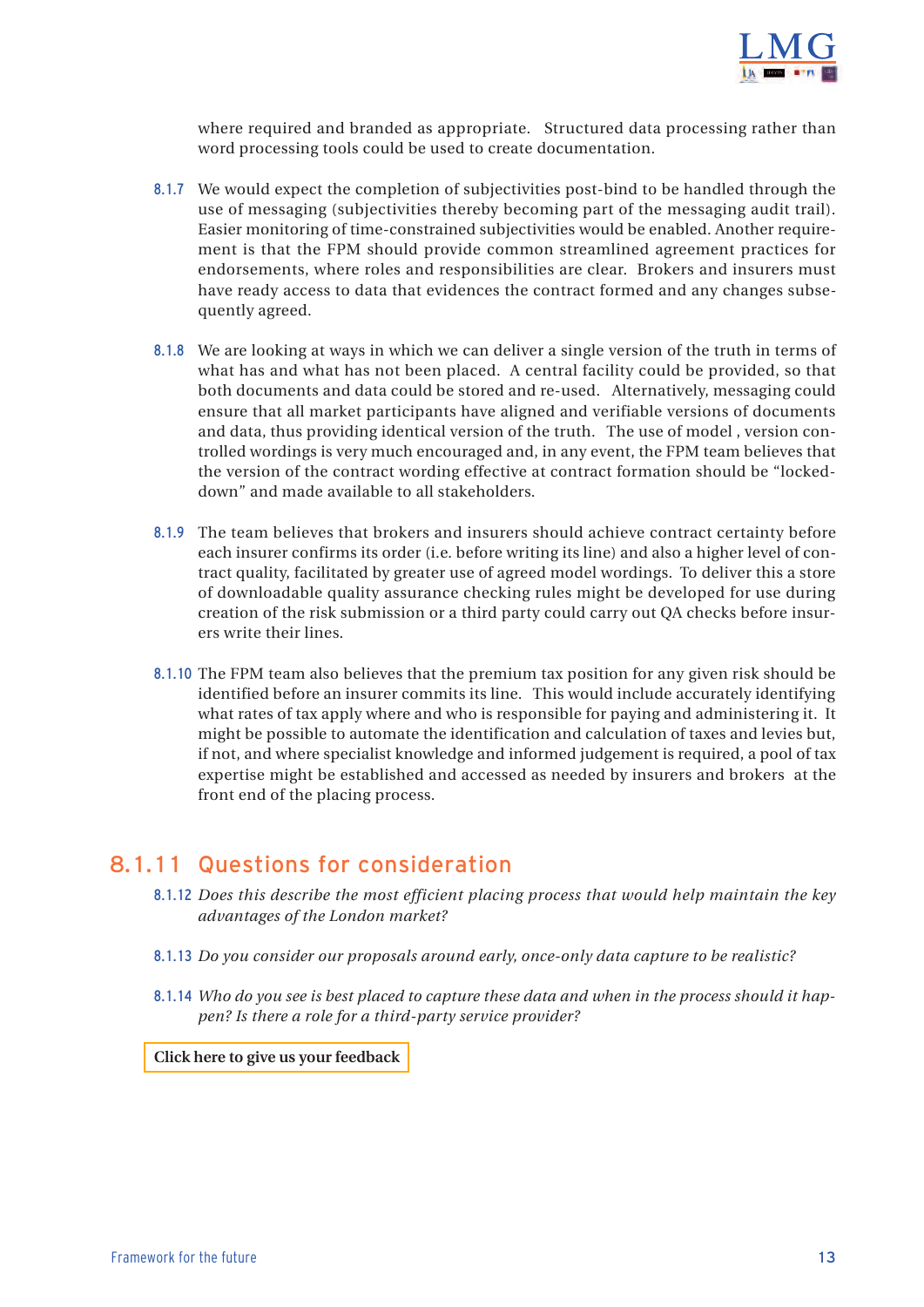where required and branded as appropriate. Structured data processing rather than word processing tools could be used to create documentation.

8.1.7 We would expect the completion of subjectivities post-bind to be handled through the use of messaging (subjectivities thereby becoming part of the messaging audit trail). Easier monitoring of time-constrained subjectivities would be enabled. Another requirement is that the FPM should provide common streamlined agreement practices for endorsements, where roles and responsibilities are clear. Brokers and insurers must have ready access to data that evidences the contract formed and any changes subsequently agreed.

8.1.8 We are looking at ways in which we can deliver a single version of the truth in terms of what has and what has not been placed. A central facility could be provided, so that both documents and data could be stored and re-used. Alternatively, messaging could ensure that all market participants have aligned and verifiable versions of documents and data, thus providing identical version of the truth. The use of model , version controlled wordings is very much encouraged and, in any event, the FPM team believes that the version of the contract wording effective at contract formation should be "locked-down" and made available to all stakeholders.

8.1.9 The team believes that brokers and insurers should achieve contract certainty before each insurer confirms its order (i.e. before writing its line) and also a higher level of contract quality, facilitated by greater use of agreed model wordings. To deliver this a store of downloadable quality assurance checking rules might be developed for use during creation of the risk submission or a third party could carry out QA checks before insurers write their lines.

8.1.10 The FPM team also believes that the premium tax position for any given risk should be identified before an insurer commits its line. This would include accurately identifying what rates of tax apply where and who is responsible for paying and administering it. It might be possible to automate the identification and calculation of taxes and levies but, if not, and where specialist knowledge and informed judgement is required, a pool of tax expertise might be established and accessed as needed by insurers and brokers at the front end of the placing process.

## 8.1.11 Questions for consideration

8.1.12 *Does this describe the most efficient placing process that would help maintain the key advantages of the London market?*

8.1.13 *Do you consider our proposals around early, once-only data capture to be realistic?*

8.1.14 *Who do you see is best placed to capture these data and when in the process should it happen? Is there a role for a third-party service provider?*

**Click here to give us your feedback**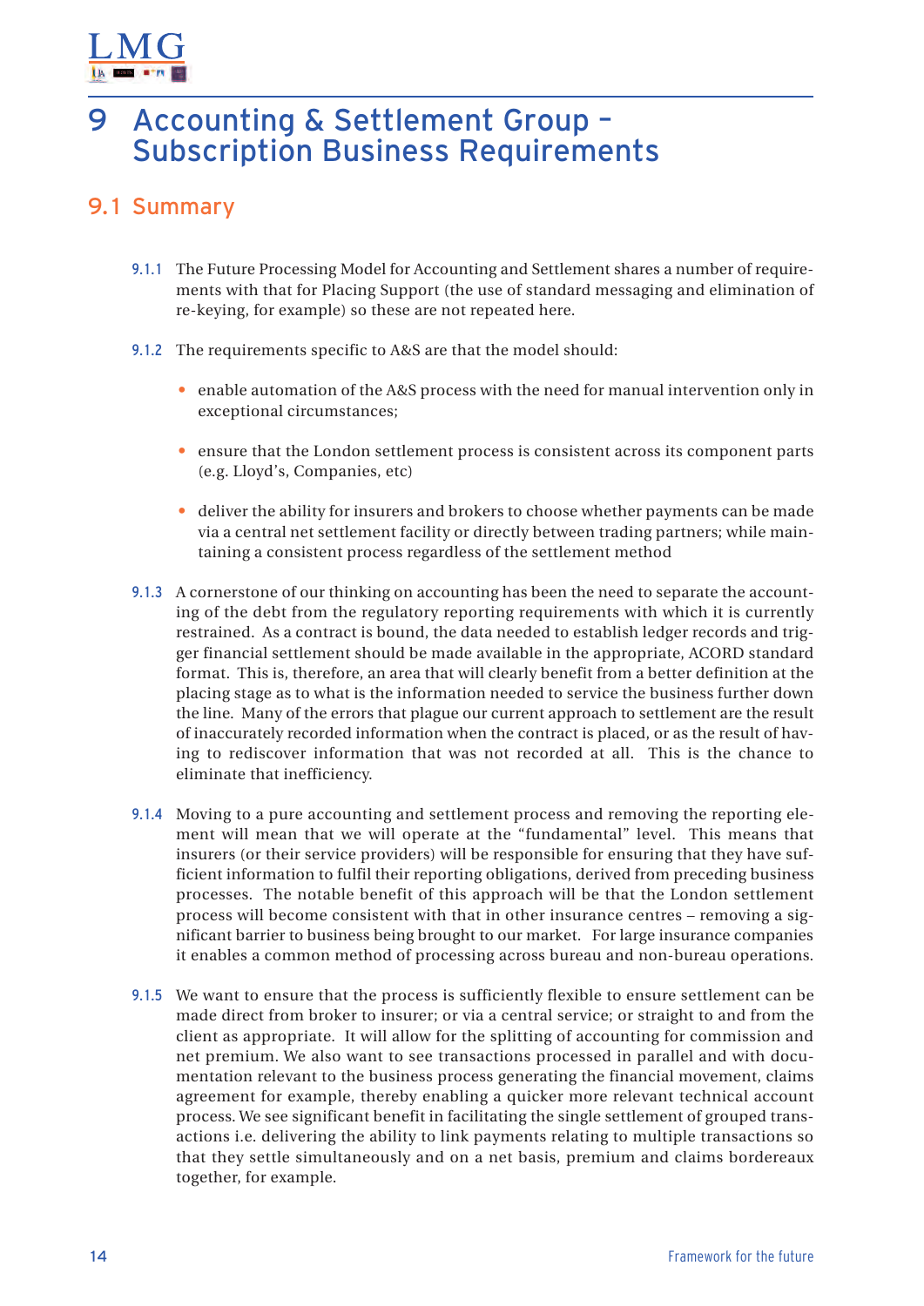# 9 Accounting & Settlement Group – Subscription Business Requirements

## 9.1 Summary

9.1.1 The Future Processing Model for Accounting and Settlement shares a number of requirements with that for Placing Support (the use of standard messaging and elimination of re-keying, for example) so these are not repeated here.

9.1.2 The requirements specific to A&S are that the model should:

- enable automation of the A&S process with the need for manual intervention only in exceptional circumstances;
- ensure that the London settlement process is consistent across its component parts (e.g. Lloyd's, Companies, etc)
- deliver the ability for insurers and brokers to choose whether payments can be made via a central net settlement facility or directly between trading partners; while maintaining a consistent process regardless of the settlement method

9.1.3 A cornerstone of our thinking on accounting has been the need to separate the accounting of the debt from the regulatory reporting requirements with which it is currently restrained. As a contract is bound, the data needed to establish ledger records and trigger financial settlement should be made available in the appropriate, ACORD standard format. This is, therefore, an area that will clearly benefit from a better definition at the placing stage as to what is the information needed to service the business further down the line. Many of the errors that plague our current approach to settlement are the result of inaccurately recorded information when the contract is placed, or as the result of having to rediscover information that was not recorded at all. This is the chance to eliminate that inefficiency.

9.1.4 Moving to a pure accounting and settlement process and removing the reporting element will mean that we will operate at the "fundamental" level. This means that insurers (or their service providers) will be responsible for ensuring that they have sufficient information to fulfil their reporting obligations, derived from preceding business processes. The notable benefit of this approach will be that the London settlement process will become consistent with that in other insurance centres – removing a significant barrier to business being brought to our market. For large insurance companies it enables a common method of processing across bureau and non-bureau operations.

9.1.5 We want to ensure that the process is sufficiently flexible to ensure settlement can be made direct from broker to insurer; or via a central service; or straight to and from the client as appropriate. It will allow for the splitting of accounting for commission and net premium. We also want to see transactions processed in parallel and with documentation relevant to the business process generating the financial movement, claims agreement for example, thereby enabling a quicker more relevant technical account process. We see significant benefit in facilitating the single settlement of grouped transactions i.e. delivering the ability to link payments relating to multiple transactions so that they settle simultaneously and on a net basis, premium and claims bordereaux together, for example.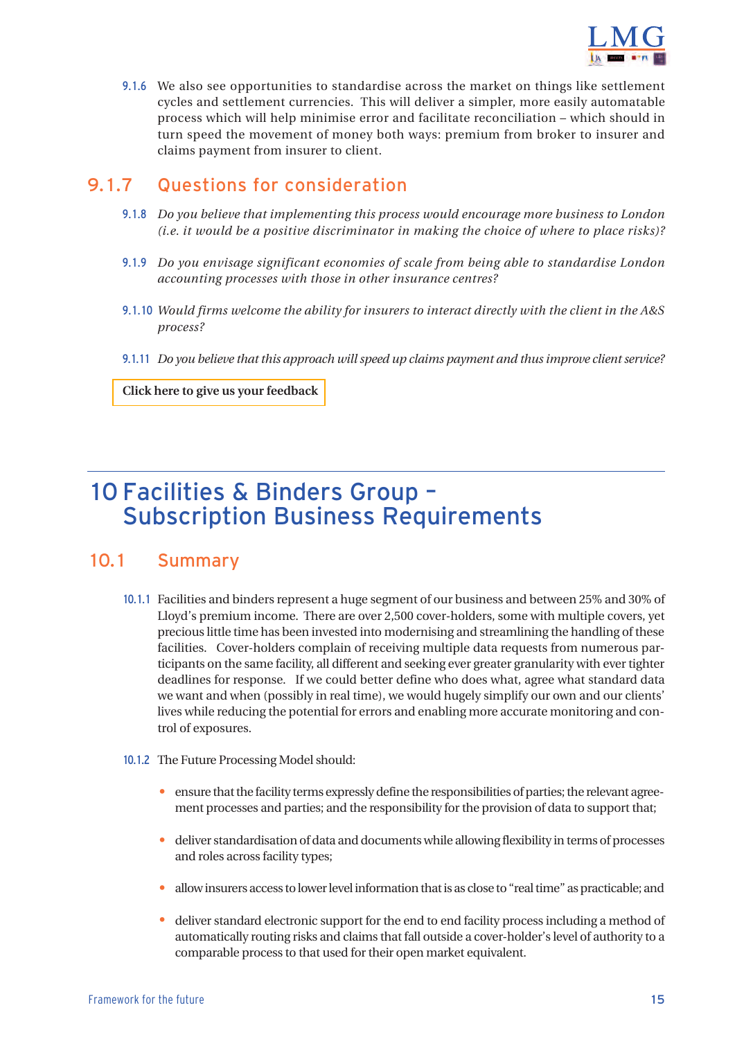9.1.6 We also see opportunities to standardise across the market on things like settlement cycles and settlement currencies. This will deliver a simpler, more easily automatable process which will help minimise error and facilitate reconciliation – which should in turn speed the movement of money both ways: premium from broker to insurer and claims payment from insurer to client.

### 9.1.7 Questions for consideration

9.1.8 *Do you believe that implementing this process would encourage more business to London (i.e. it would be a positive discriminator in making the choice of where to place risks)?*

9.1.9 *Do you envisage significant economies of scale from being able to standardise London accounting processes with those in other insurance centres?*

9.1.10 *Would firms welcome the ability for insurers to interact directly with the client in the A&S process?*

9.1.11 *Do you believe that this approach will speed up claims payment and thus improve client service?*

**Click here to give us your feedback**

# 10 Facilities & Binders Group – Subscription Business Requirements

## 10.1 Summary

10.1.1 Facilities and binders represent a huge segment of our business and between 25% and 30% of Lloyd's premium income. There are over 2,500 cover-holders, some with multiple covers, yet precious little time has been invested into modernising and streamlining the handling of these facilities. Cover-holders complain of receiving multiple data requests from numerous participants on the same facility, all different and seeking ever greater granularity with ever tighter deadlines for response. If we could better define who does what, agree what standard data we want and when (possibly in real time), we would hugely simplify our own and our clients' lives while reducing the potential for errors and enabling more accurate monitoring and control of exposures.

10.1.2 The Future Processing Model should:

- ensure that the facility terms expressly define the responsibilities of parties; the relevant agreement processes and parties; and the responsibility for the provision of data to support that;
- deliver standardisation of data and documents while allowing flexibility in terms of processes and roles across facility types;
- allow insurers access to lower level information that is as close to "real time" as practicable; and
- deliver standard electronic support for the end to end facility process including a method of automatically routing risks and claims that fall outside a cover-holder's level of authority to a comparable process to that used for their open market equivalent.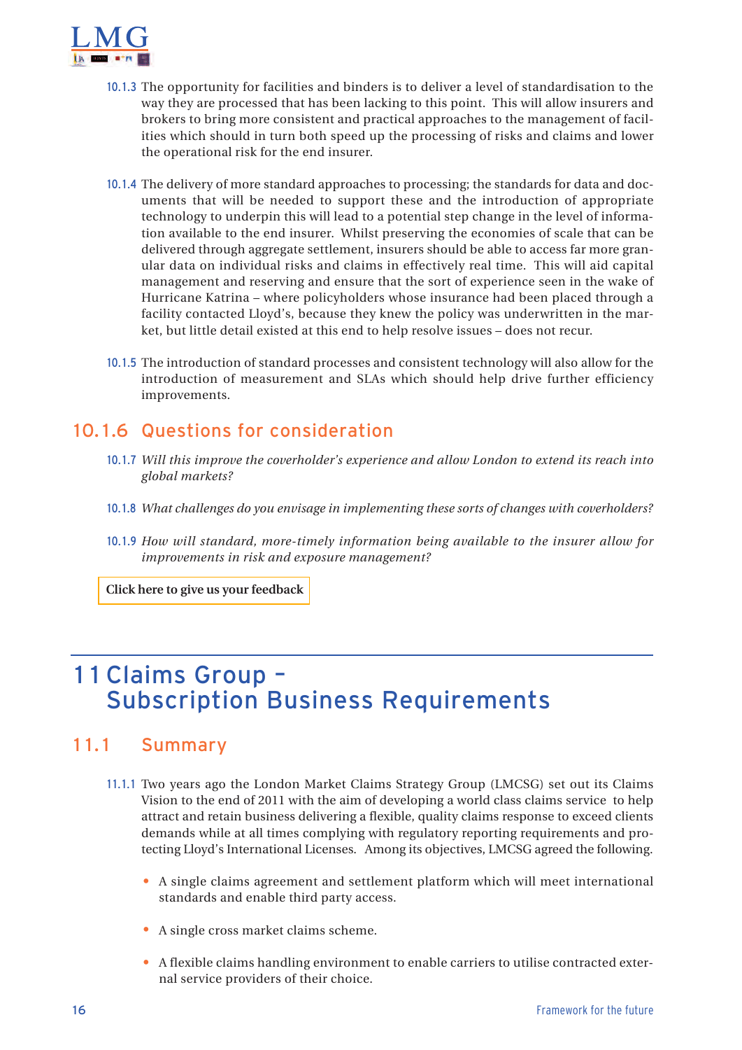10.1.3 The opportunity for facilities and binders is to deliver a level of standardisation to the way they are processed that has been lacking to this point. This will allow insurers and brokers to bring more consistent and practical approaches to the management of facilities which should in turn both speed up the processing of risks and claims and lower the operational risk for the end insurer.

10.1.4 The delivery of more standard approaches to processing; the standards for data and documents that will be needed to support these and the introduction of appropriate technology to underpin this will lead to a potential step change in the level of information available to the end insurer. Whilst preserving the economies of scale that can be delivered through aggregate settlement, insurers should be able to access far more granular data on individual risks and claims in effectively real time. This will aid capital management and reserving and ensure that the sort of experience seen in the wake of Hurricane Katrina – where policyholders whose insurance had been placed through a facility contacted Lloyd's, because they knew the policy was underwritten in the market, but little detail existed at this end to help resolve issues – does not recur.

10.1.5 The introduction of standard processes and consistent technology will also allow for the introduction of measurement and SLAs which should help drive further efficiency improvements.

### 10.1.6 Questions for consideration

10.1.7 *Will this improve the coverholder's experience and allow London to extend its reach into global markets?*

10.1.8 *What challenges do you envisage in implementing these sorts of changes with coverholders?*

10.1.9 *How will standard, more-timely information being available to the insurer allow for improvements in risk and exposure management?*

**Click here to give us your feedback**

# 11 Claims Group – Subscription Business Requirements

## 11.1 Summary

11.1.1 Two years ago the London Market Claims Strategy Group (LMCSG) set out its Claims Vision to the end of 2011 with the aim of developing a world class claims service to help attract and retain business delivering a flexible, quality claims response to exceed clients demands while at all times complying with regulatory reporting requirements and protecting Lloyd's International Licenses. Among its objectives, LMCSG agreed the following.

- A single claims agreement and settlement platform which will meet international standards and enable third party access.
- A single cross market claims scheme.
- A flexible claims handling environment to enable carriers to utilise contracted external service providers of their choice.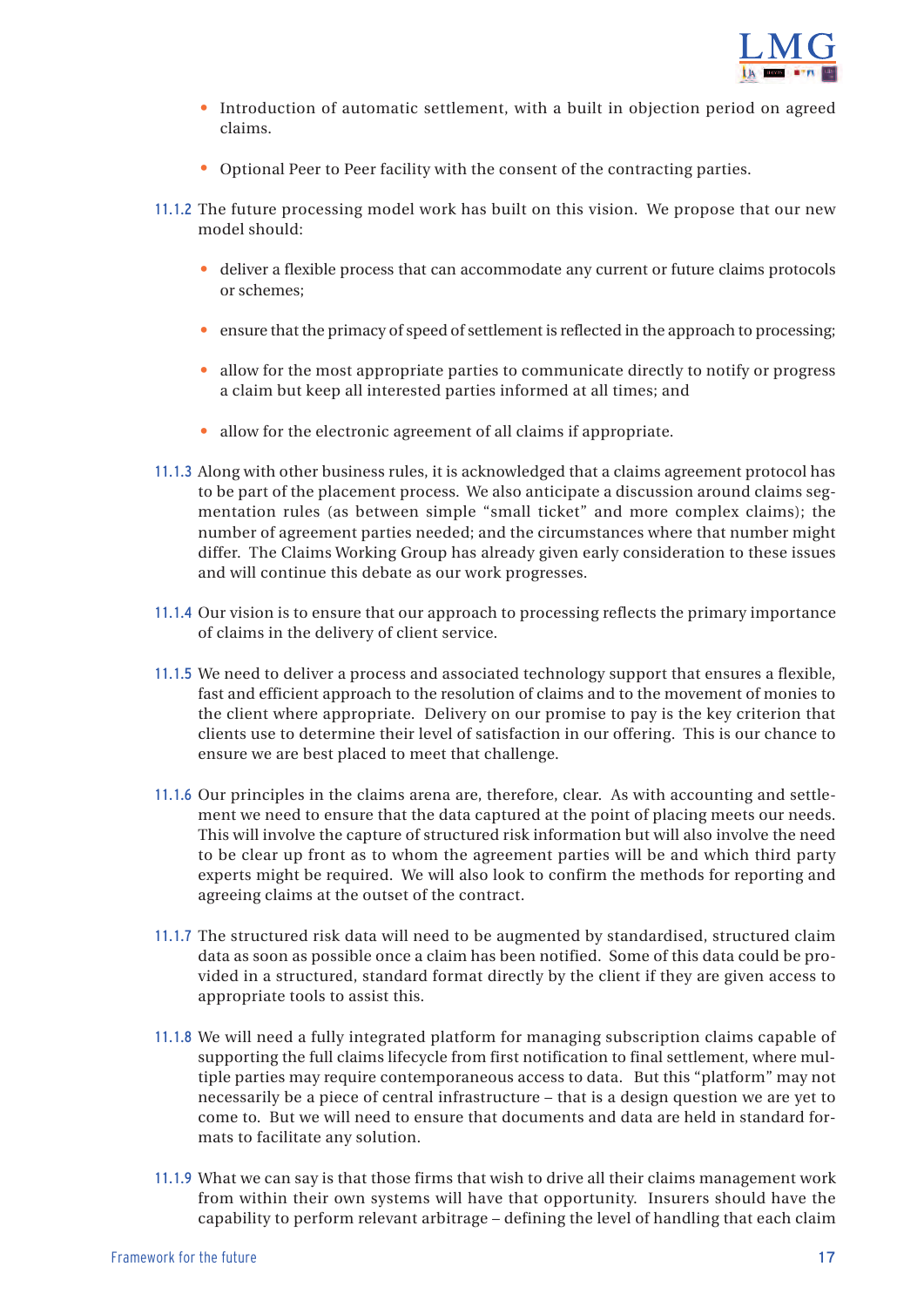- Introduction of automatic settlement, with a built in objection period on agreed claims.

- Optional Peer to Peer facility with the consent of the contracting parties.

11.1.2 The future processing model work has built on this vision. We propose that our new model should:

- deliver a flexible process that can accommodate any current or future claims protocols or schemes;

- ensure that the primacy of speed of settlement is reflected in the approach to processing;

- allow for the most appropriate parties to communicate directly to notify or progress a claim but keep all interested parties informed at all times; and

- allow for the electronic agreement of all claims if appropriate.

11.1.3 Along with other business rules, it is acknowledged that a claims agreement protocol has to be part of the placement process. We also anticipate a discussion around claims segmentation rules (as between simple "small ticket" and more complex claims); the number of agreement parties needed; and the circumstances where that number might differ. The Claims Working Group has already given early consideration to these issues and will continue this debate as our work progresses.

11.1.4 Our vision is to ensure that our approach to processing reflects the primary importance of claims in the delivery of client service.

11.1.5 We need to deliver a process and associated technology support that ensures a flexible, fast and efficient approach to the resolution of claims and to the movement of monies to the client where appropriate. Delivery on our promise to pay is the key criterion that clients use to determine their level of satisfaction in our offering. This is our chance to ensure we are best placed to meet that challenge.

11.1.6 Our principles in the claims arena are, therefore, clear. As with accounting and settlement we need to ensure that the data captured at the point of placing meets our needs. This will involve the capture of structured risk information but will also involve the need to be clear up front as to whom the agreement parties will be and which third party experts might be required. We will also look to confirm the methods for reporting and agreeing claims at the outset of the contract.

11.1.7 The structured risk data will need to be augmented by standardised, structured claim data as soon as possible once a claim has been notified. Some of this data could be provided in a structured, standard format directly by the client if they are given access to appropriate tools to assist this.

11.1.8 We will need a fully integrated platform for managing subscription claims capable of supporting the full claims lifecycle from first notification to final settlement, where multiple parties may require contemporaneous access to data. But this "platform" may not necessarily be a piece of central infrastructure – that is a design question we are yet to come to. But we will need to ensure that documents and data are held in standard formats to facilitate any solution.

11.1.9 What we can say is that those firms that wish to drive all their claims management work from within their own systems will have that opportunity. Insurers should have the capability to perform relevant arbitrage – defining the level of handling that each claim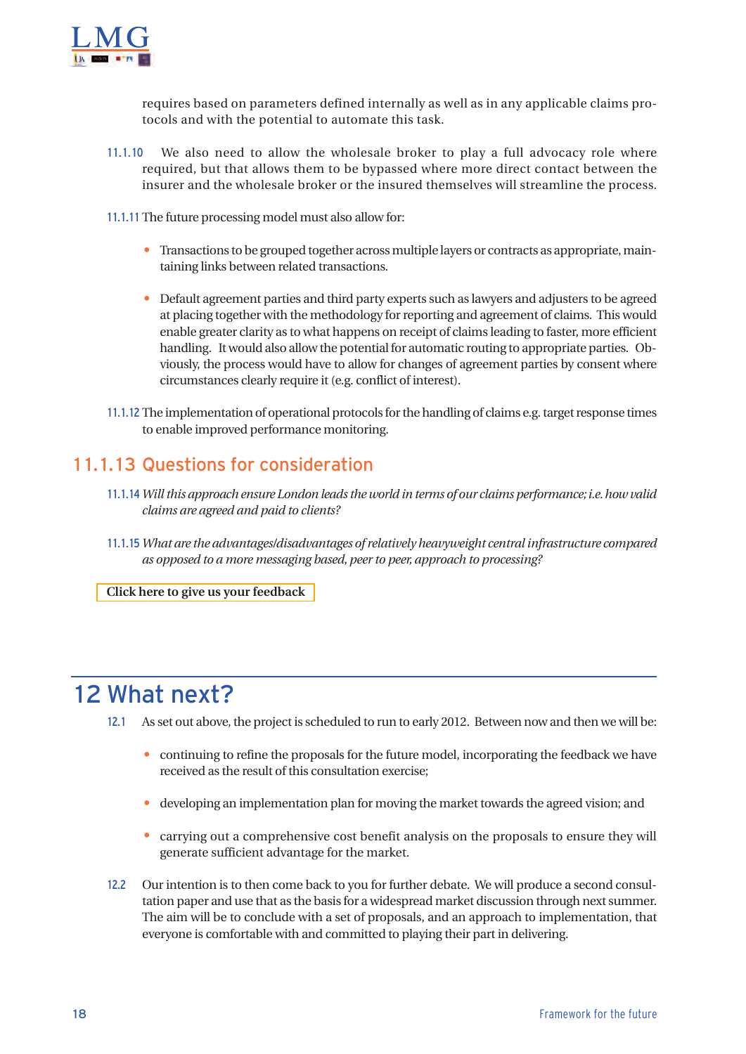requires based on parameters defined internally as well as in any applicable claims protocols and with the potential to automate this task.

11.1.10 We also need to allow the wholesale broker to play a full advocacy role where required, but that allows them to be bypassed where more direct contact between the insurer and the wholesale broker or the insured themselves will streamline the process.

11.1.11 The future processing model must also allow for:

- Transactions to be grouped together across multiple layers or contracts as appropriate, maintaining links between related transactions.
- Default agreement parties and third party experts such as lawyers and adjusters to be agreed at placing together with the methodology for reporting and agreement of claims. This would enable greater clarity as to what happens on receipt of claims leading to faster, more efficient handling. It would also allow the potential for automatic routing to appropriate parties. Obviously, the process would have to allow for changes of agreement parties by consent where circumstances clearly require it (e.g. conflict of interest).

11.1.12 The implementation of operational protocols for the handling of claims e.g. target response times to enable improved performance monitoring.

### 11.1.13 Questions for consideration

11.1.14 *Will this approach ensure London leads the world in terms of our claims performance; i.e. how valid claims are agreed and paid to clients?*

11.1.15 *What are the advantages/disadvantages of relatively heavyweight central infrastructure compared as opposed to a more messaging based, peer to peer, approach to processing?*

**Click here to give us your feedback**

## 12 What next?

12.1 As set out above, the project is scheduled to run to early 2012. Between now and then we will be:

- continuing to refine the proposals for the future model, incorporating the feedback we have received as the result of this consultation exercise;
- developing an implementation plan for moving the market towards the agreed vision; and
- carrying out a comprehensive cost benefit analysis on the proposals to ensure they will generate sufficient advantage for the market.

12.2 Our intention is to then come back to you for further debate. We will produce a second consultation paper and use that as the basis for a widespread market discussion through next summer. The aim will be to conclude with a set of proposals, and an approach to implementation, that everyone is comfortable with and committed to playing their part in delivering.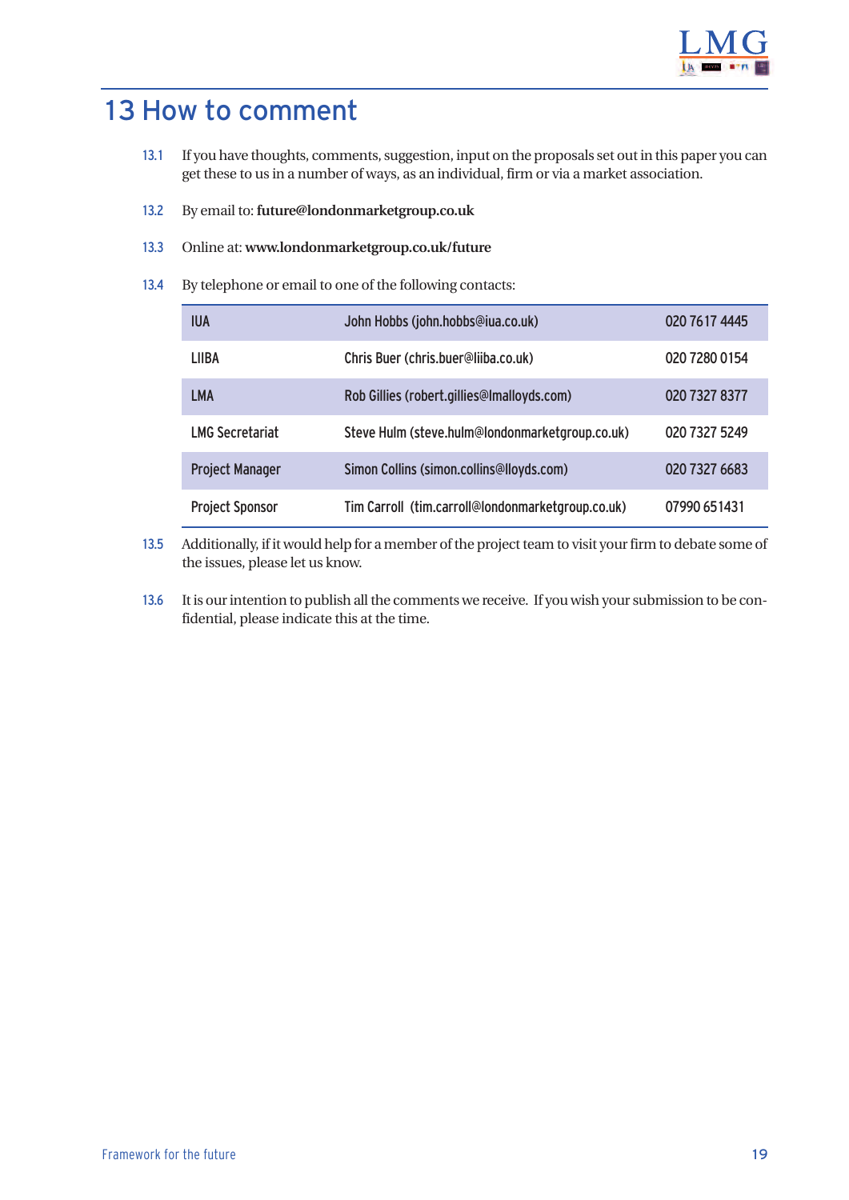# 13 How to comment

13.1 If you have thoughts, comments, suggestion, input on the proposals set out in this paper you can get these to us in a number of ways, as an individual, firm or via a market association.

13.2 By email to: **future@londonmarketgroup.co.uk**

13.3 Online at: **www.londonmarketgroup.co.uk/future**

13.4 By telephone or email to one of the following contacts:

| | | |
|---|---|---|
| IUA | John Hobbs (john.hobbs@iua.co.uk) | 020 7617 4445 |
| LIIBA | Chris Buer (chris.buer@liiba.co.uk) | 020 7280 0154 |
| LMA | Rob Gillies (robert.gillies@lmalloyds.com) | 020 7327 8377 |
| LMG Secretariat | Steve Hulm (steve.hulm@londonmarketgroup.co.uk) | 020 7327 5249 |
| Project Manager | Simon Collins (simon.collins@lloyds.com) | 020 7327 6683 |
| Project Sponsor | Tim Carroll (tim.carroll@londonmarketgroup.co.uk) | 07990 651431 |

13.5 Additionally, if it would help for a member of the project team to visit your firm to debate some of the issues, please let us know.

13.6 It is our intention to publish all the comments we receive. If you wish your submission to be confidential, please indicate this at the time.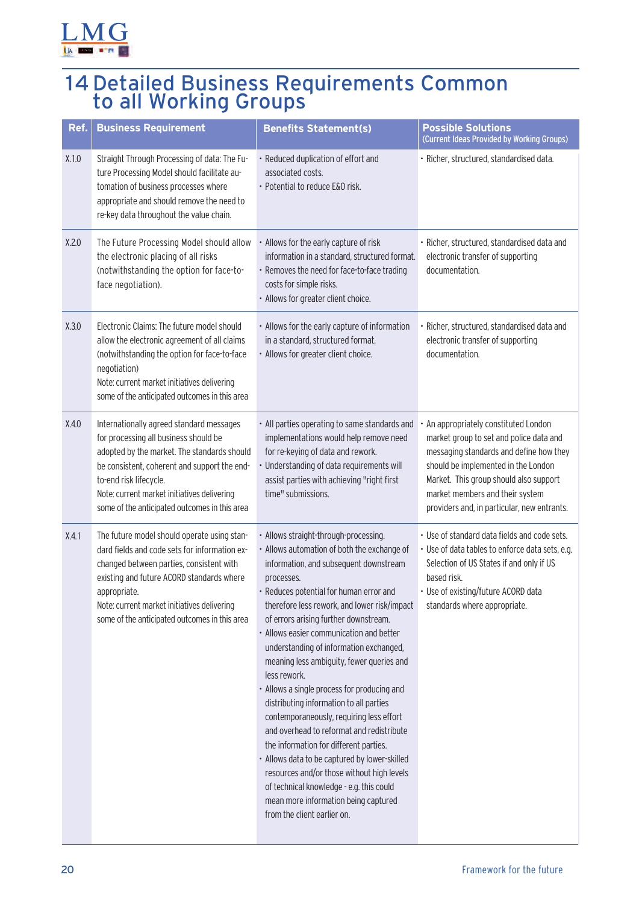# 14 Detailed Business Requirements Common to all Working Groups

| Ref. | Business Requirement | Benefits Statement(s) | Possible Solutions (Current Ideas Provided by Working Groups) |
|---|---|---|---|
| X.1.0 | Straight Through Processing of data: The Future Processing Model should facilitate automation of business processes where appropriate and should remove the need to re-key data throughout the value chain. | • Reduced duplication of effort and associated costs.<br>• Potential to reduce E&O risk. | • Richer, structured, standardised data. |
| X.2.0 | The Future Processing Model should allow the electronic placing of all risks (notwithstanding the option for face-to-face negotiation). | • Allows for the early capture of risk information in a standard, structured format.<br>• Removes the need for face-to-face trading costs for simple risks.<br>• Allows for greater client choice. | • Richer, structured, standardised data and electronic transfer of supporting documentation. |
| X.3.0 | Electronic Claims: The future model should allow the electronic agreement of all claims (notwithstanding the option for face-to-face negotiation)<br>Note: current market initiatives delivering some of the anticipated outcomes in this area | • Allows for the early capture of information in a standard, structured format.<br>• Allows for greater client choice. | • Richer, structured, standardised data and electronic transfer of supporting documentation. |
| X.4.0 | Internationally agreed standard messages for processing all business should be adopted by the market. The standards should be consistent, coherent and support the end-to-end risk lifecycle.<br>Note: current market initiatives delivering some of the anticipated outcomes in this area | • All parties operating to same standards and implementations would help remove need for re-keying of data and rework.<br>• Understanding of data requirements will assist parties with achieving "right first time" submissions. | • An appropriately constituted London market group to set and police data and messaging standards and define how they should be implemented in the London Market. This group should also support market members and their system providers and, in particular, new entrants. |
| X.4.1 | The future model should operate using standard fields and code sets for information exchanged between parties, consistent with existing and future ACORD standards where appropriate.<br>Note: current market initiatives delivering some of the anticipated outcomes in this area | • Allows straight-through-processing.<br>• Allows automation of both the exchange of information, and subsequent downstream processes.<br>• Reduces potential for human error and therefore less rework, and lower risk/impact of errors arising further downstream.<br>• Allows easier communication and better understanding of information exchanged, meaning less ambiguity, fewer queries and less rework.<br>• Allows a single process for producing and distributing information to all parties contemporaneously, requiring less effort and overhead to reformat and redistribute the information for different parties.<br>• Allows data to be captured by lower-skilled resources and/or those without high levels of technical knowledge - e.g. this could mean more information being captured from the client earlier on. | • Use of standard data fields and code sets.<br>• Use of data tables to enforce data sets, e.g. Selection of US States if and only if US based risk.<br>• Use of existing/future ACORD data standards where appropriate. |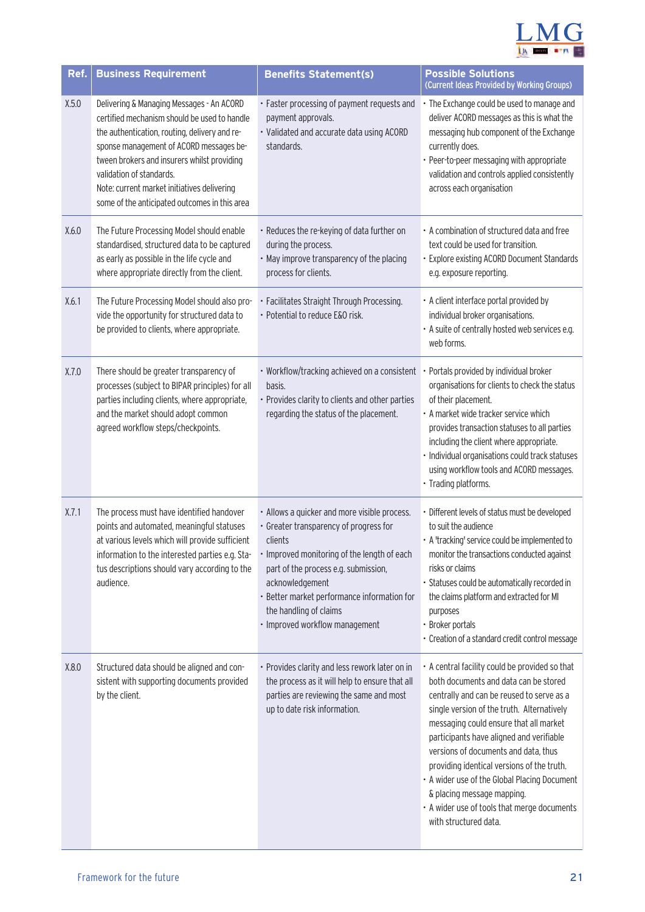| Ref. | Business Requirement | Benefits Statement(s) | Possible Solutions (Current Ideas Provided by Working Groups) |
|---|---|---|---|
| X.5.0 | Delivering & Managing Messages - An ACORD certified mechanism should be used to handle the authentication, routing, delivery and response management of ACORD messages between brokers and insurers whilst providing validation of standards.<br>Note: current market initiatives delivering some of the anticipated outcomes in this area | • Faster processing of payment requests and payment approvals.<br>• Validated and accurate data using ACORD standards. | • The Exchange could be used to manage and deliver ACORD messages as this is what the messaging hub component of the Exchange currently does.<br>• Peer-to-peer messaging with appropriate validation and controls applied consistently across each organisation |
| X.6.0 | The Future Processing Model should enable standardised, structured data to be captured as early as possible in the life cycle and where appropriate directly from the client. | • Reduces the re-keying of data further on during the process.<br>• May improve transparency of the placing process for clients. | • A combination of structured data and free text could be used for transition.<br>• Explore existing ACORD Document Standards e.g. exposure reporting. |
| X.6.1 | The Future Processing Model should also provide the opportunity for structured data to be provided to clients, where appropriate. | • Facilitates Straight Through Processing.<br>• Potential to reduce E&O risk. | • A client interface portal provided by individual broker organisations.<br>• A suite of centrally hosted web services e.g. web forms. |
| X.7.0 | There should be greater transparency of processes (subject to BIPAR principles) for all parties including clients, where appropriate, and the market should adopt common agreed workflow steps/checkpoints. | • Workflow/tracking achieved on a consistent basis.<br>• Provides clarity to clients and other parties regarding the status of the placement. | • Portals provided by individual broker organisations for clients to check the status of their placement.<br>• A market wide tracker service which provides transaction statuses to all parties including the client where appropriate.<br>• Individual organisations could track statuses using workflow tools and ACORD messages.<br>• Trading platforms. |
| X.7.1 | The process must have identified handover points and automated, meaningful statuses at various levels which will provide sufficient information to the interested parties e.g. Status descriptions should vary according to the audience. | • Allows a quicker and more visible process.<br>• Greater transparency of progress for clients<br>• Improved monitoring of the length of each part of the process e.g. submission, acknowledgement<br>• Better market performance information for the handling of claims<br>• Improved workflow management | • Different levels of status must be developed to suit the audience<br>• A 'tracking' service could be implemented to monitor the transactions conducted against risks or claims<br>• Statuses could be automatically recorded in the claims platform and extracted for MI purposes<br>• Broker portals<br>• Creation of a standard credit control message |
| X.8.0 | Structured data should be aligned and consistent with supporting documents provided by the client. | • Provides clarity and less rework later on in the process as it will help to ensure that all parties are reviewing the same and most up to date risk information. | • A central facility could be provided so that both documents and data can be stored centrally and can be reused to serve as a single version of the truth. Alternatively messaging could ensure that all market participants have aligned and verifiable versions of documents and data, thus providing identical versions of the truth.<br>• A wider use of the Global Placing Document & placing message mapping.<br>• A wider use of tools that merge documents with structured data. |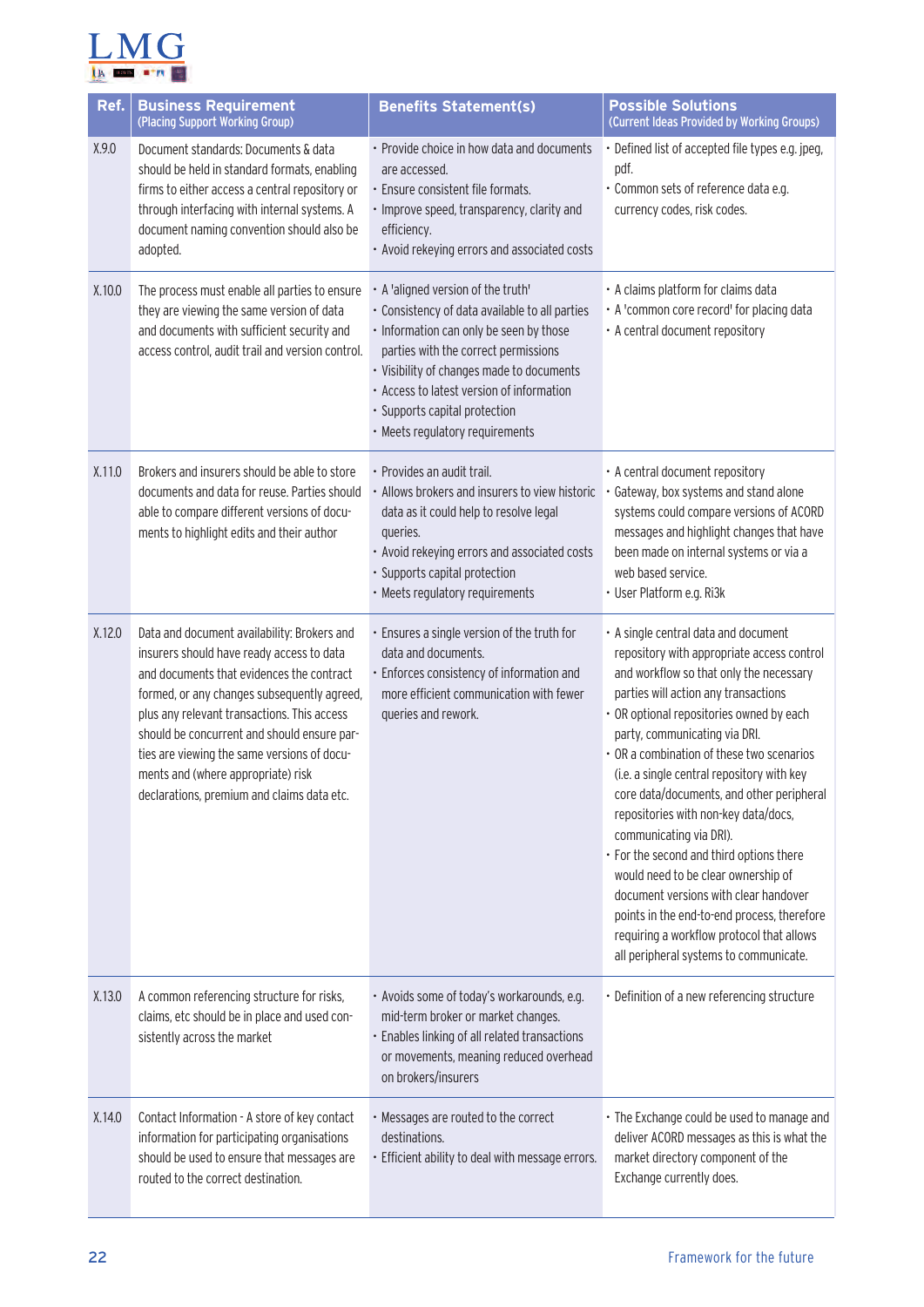| Ref. | Business Requirement (Placing Support Working Group) | Benefits Statement(s) | Possible Solutions (Current Ideas Provided by Working Groups) |
|---|---|---|---|
| X.9.0 | Document standards: Documents & data should be held in standard formats, enabling firms to either access a central repository or through interfacing with internal systems. A document naming convention should also be adopted. | • Provide choice in how data and documents are accessed.<br>• Ensure consistent file formats.<br>• Improve speed, transparency, clarity and efficiency.<br>• Avoid rekeying errors and associated costs | • Defined list of accepted file types e.g. jpeg, pdf.<br>• Common sets of reference data e.g. currency codes, risk codes. |
| X.10.0 | The process must enable all parties to ensure they are viewing the same version of data and documents with sufficient security and access control, audit trail and version control. | • A 'aligned version of the truth'<br>• Consistency of data available to all parties<br>• Information can only be seen by those parties with the correct permissions<br>• Visibility of changes made to documents<br>• Access to latest version of information<br>• Supports capital protection<br>• Meets regulatory requirements | • A claims platform for claims data<br>• A 'common core record' for placing data<br>• A central document repository |
| X.11.0 | Brokers and insurers should be able to store documents and data for reuse. Parties should able to compare different versions of documents to highlight edits and their author | • Provides an audit trail.<br>• Allows brokers and insurers to view historic data as it could help to resolve legal queries.<br>• Avoid rekeying errors and associated costs<br>• Supports capital protection<br>• Meets regulatory requirements | • A central document repository<br>• Gateway, box systems and stand alone systems could compare versions of ACORD messages and highlight changes that have been made on internal systems or via a web based service.<br>• User Platform e.g. Ri3k |
| X.12.0 | Data and document availability: Brokers and insurers should have ready access to data and documents that evidences the contract formed, or any changes subsequently agreed, plus any relevant transactions. This access should be concurrent and should ensure parties are viewing the same versions of documents and (where appropriate) risk declarations, premium and claims data etc. | • Ensures a single version of the truth for data and documents.<br>• Enforces consistency of information and more efficient communication with fewer queries and rework. | • A single central data and document repository with appropriate access control and workflow so that only the necessary parties will action any transactions<br>• OR optional repositories owned by each party, communicating via DRI.<br>• OR a combination of these two scenarios (i.e. a single central repository with key core data/documents, and other peripheral repositories with non-key data/docs, communicating via DRI).<br>• For the second and third options there would need to be clear ownership of document versions with clear handover points in the end-to-end process, therefore requiring a workflow protocol that allows all peripheral systems to communicate. |
| X.13.0 | A common referencing structure for risks, claims, etc should be in place and used consistently across the market | • Avoids some of today's workarounds, e.g. mid-term broker or market changes.<br>• Enables linking of all related transactions or movements, meaning reduced overhead on brokers/insurers | • Definition of a new referencing structure |
| X.14.0 | Contact Information - A store of key contact information for participating organisations should be used to ensure that messages are routed to the correct destination. | • Messages are routed to the correct destinations.<br>• Efficient ability to deal with message errors. | • The Exchange could be used to manage and deliver ACORD messages as this is what the market directory component of the Exchange currently does. |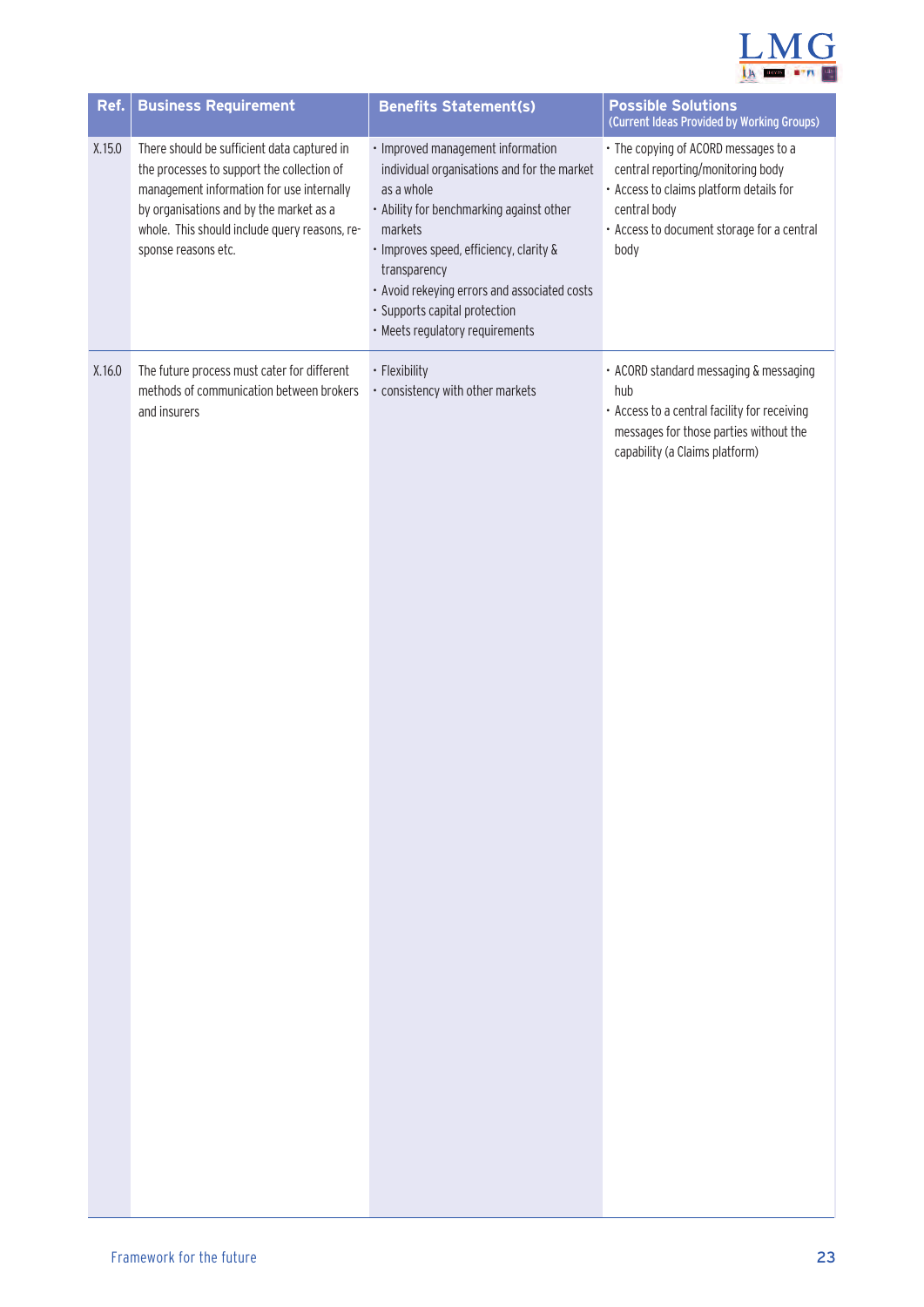| Ref. | Business Requirement | Benefits Statement(s) | Possible Solutions (Current Ideas Provided by Working Groups) |
|---|---|---|---|
| X.15.0 | There should be sufficient data captured in the processes to support the collection of management information for use internally by organisations and by the market as a whole. This should include query reasons, response reasons etc. | • Improved management information individual organisations and for the market as a whole<br>• Ability for benchmarking against other markets<br>• Improves speed, efficiency, clarity & transparency<br>• Avoid rekeying errors and associated costs<br>• Supports capital protection<br>• Meets regulatory requirements | • The copying of ACORD messages to a central reporting/monitoring body<br>• Access to claims platform details for central body<br>• Access to document storage for a central body |
| X.16.0 | The future process must cater for different methods of communication between brokers and insurers | • Flexibility<br>• consistency with other markets | • ACORD standard messaging & messaging hub<br>• Access to a central facility for receiving messages for those parties without the capability (a Claims platform) |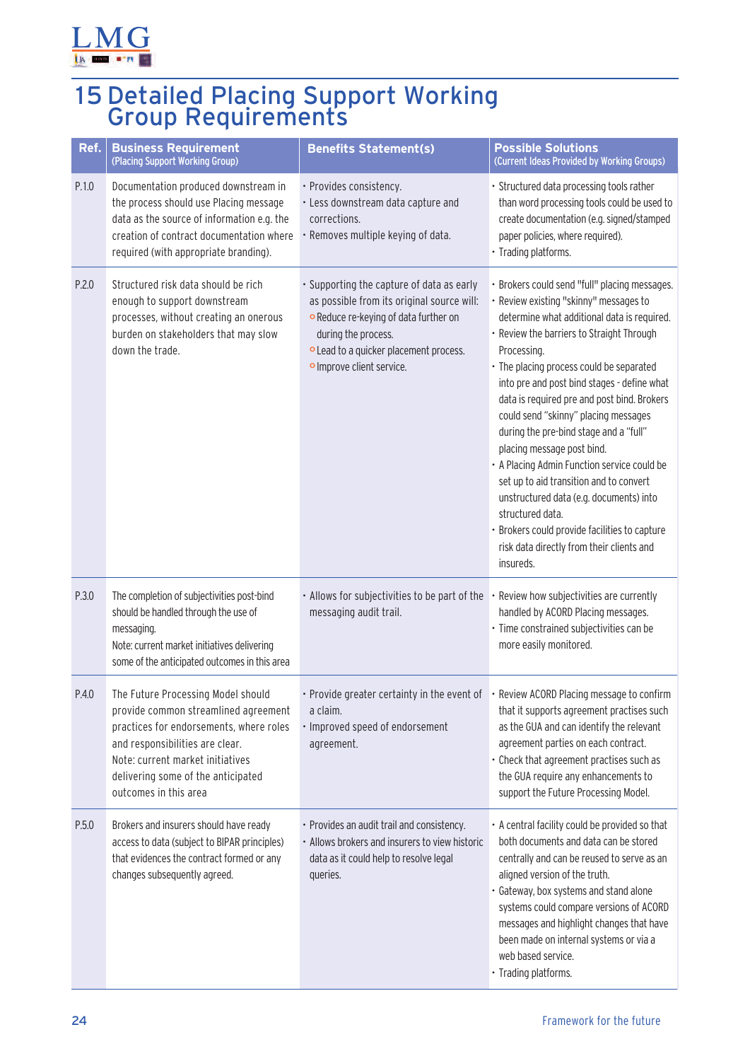# 15 Detailed Placing Support Working Group Requirements

| Ref. | Business Requirement (Placing Support Working Group) | Benefits Statement(s) | Possible Solutions (Current Ideas Provided by Working Groups) |
|---|---|---|---|
| P.1.0 | Documentation produced downstream in the process should use Placing message data as the source of information e.g. the creation of contract documentation where required (with appropriate branding). | • Provides consistency.<br>• Less downstream data capture and corrections.<br>• Removes multiple keying of data. | • Structured data processing tools rather than word processing tools could be used to create documentation (e.g. signed/stamped paper policies, where required).<br>• Trading platforms. |
| P.2.0 | Structured risk data should be rich enough to support downstream processes, without creating an onerous burden on stakeholders that may slow down the trade. | • Supporting the capture of data as early as possible from its original source will:<br>  ◦ Reduce re-keying of data further on during the process.<br>  ◦ Lead to a quicker placement process.<br>  ◦ Improve client service. | • Brokers could send "full" placing messages.<br>• Review existing "skinny" messages to determine what additional data is required.<br>• Review the barriers to Straight Through Processing.<br>• The placing process could be separated into pre and post bind stages - define what data is required pre and post bind. Brokers could send "skinny" placing messages during the pre-bind stage and a "full" placing message post bind.<br>• A Placing Admin Function service could be set up to aid transition and to convert unstructured data (e.g. documents) into structured data.<br>• Brokers could provide facilities to capture risk data directly from their clients and insureds. |
| P.3.0 | The completion of subjectivities post-bind should be handled through the use of messaging.<br>Note: current market initiatives delivering some of the anticipated outcomes in this area | • Allows for subjectivities to be part of the messaging audit trail. | • Review how subjectivities are currently handled by ACORD Placing messages.<br>• Time constrained subjectivities can be more easily monitored. |
| P.4.0 | The Future Processing Model should provide common streamlined agreement practices for endorsements, where roles and responsibilities are clear.<br>Note: current market initiatives delivering some of the anticipated outcomes in this area | • Provide greater certainty in the event of a claim.<br>• Improved speed of endorsement agreement. | • Review ACORD Placing message to confirm that it supports agreement practises such as the GUA and can identify the relevant agreement parties on each contract.<br>• Check that agreement practises such as the GUA require any enhancements to support the Future Processing Model. |
| P.5.0 | Brokers and insurers should have ready access to data (subject to BIPAR principles) that evidences the contract formed or any changes subsequently agreed. | • Provides an audit trail and consistency.<br>• Allows brokers and insurers to view historic data as it could help to resolve legal queries. | • A central facility could be provided so that both documents and data can be stored centrally and can be reused to serve as an aligned version of the truth.<br>• Gateway, box systems and stand alone systems could compare versions of ACORD messages and highlight changes that have been made on internal systems or via a web based service.<br>• Trading platforms. |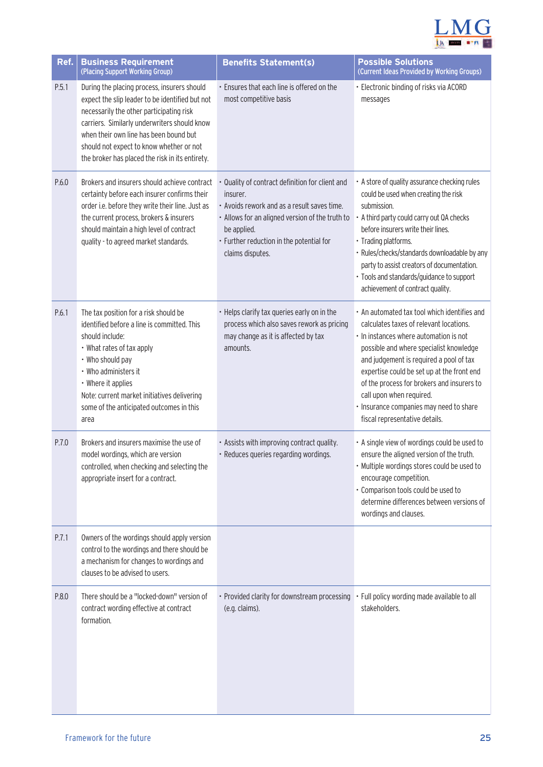| Ref. | Business Requirement (Placing Support Working Group) | Benefits Statement(s) | Possible Solutions (Current Ideas Provided by Working Groups) |
|---|---|---|---|
| P.5.1 | During the placing process, insurers should expect the slip leader to be identified but not necessarily the other participating risk carriers. Similarly underwriters should know when their own line has been bound but should not expect to know whether or not the broker has placed the risk in its entirety. | • Ensures that each line is offered on the most competitive basis | • Electronic binding of risks via ACORD messages |
| P.6.0 | Brokers and insurers should achieve contract certainty before each insurer confirms their order i.e. before they write their line. Just as the current process, brokers & insurers should maintain a high level of contract quality - to agreed market standards. | • Quality of contract definition for client and insurer.<br>• Avoids rework and as a result saves time.<br>• Allows for an aligned version of the truth to be applied.<br>• Further reduction in the potential for claims disputes. | • A store of quality assurance checking rules could be used when creating the risk submission.<br>• A third party could carry out QA checks before insurers write their lines.<br>• Trading platforms.<br>• Rules/checks/standards downloadable by any party to assist creators of documentation.<br>• Tools and standards/guidance to support achievement of contract quality. |
| P.6.1 | The tax position for a risk should be identified before a line is committed. This should include:<br>• What rates of tax apply<br>• Who should pay<br>• Who administers it<br>• Where it applies<br>Note: current market initiatives delivering some of the anticipated outcomes in this area | • Helps clarify tax queries early on in the process which also saves rework as pricing may change as it is affected by tax amounts. | • An automated tax tool which identifies and calculates taxes of relevant locations.<br>• In instances where automation is not possible and where specialist knowledge and judgement is required a pool of tax expertise could be set up at the front end of the process for brokers and insurers to call upon when required.<br>• Insurance companies may need to share fiscal representative details. |
| P.7.0 | Brokers and insurers maximise the use of model wordings, which are version controlled, when checking and selecting the appropriate insert for a contract. | • Assists with improving contract quality.<br>• Reduces queries regarding wordings. | • A single view of wordings could be used to ensure the aligned version of the truth.<br>• Multiple wordings stores could be used to encourage competition.<br>• Comparison tools could be used to determine differences between versions of wordings and clauses. |
| P.7.1 | Owners of the wordings should apply version control to the wordings and there should be a mechanism for changes to wordings and clauses to be advised to users. | | |
| P.8.0 | There should be a "locked-down" version of contract wording effective at contract formation. | • Provided clarity for downstream processing (e.g. claims). | • Full policy wording made available to all stakeholders. |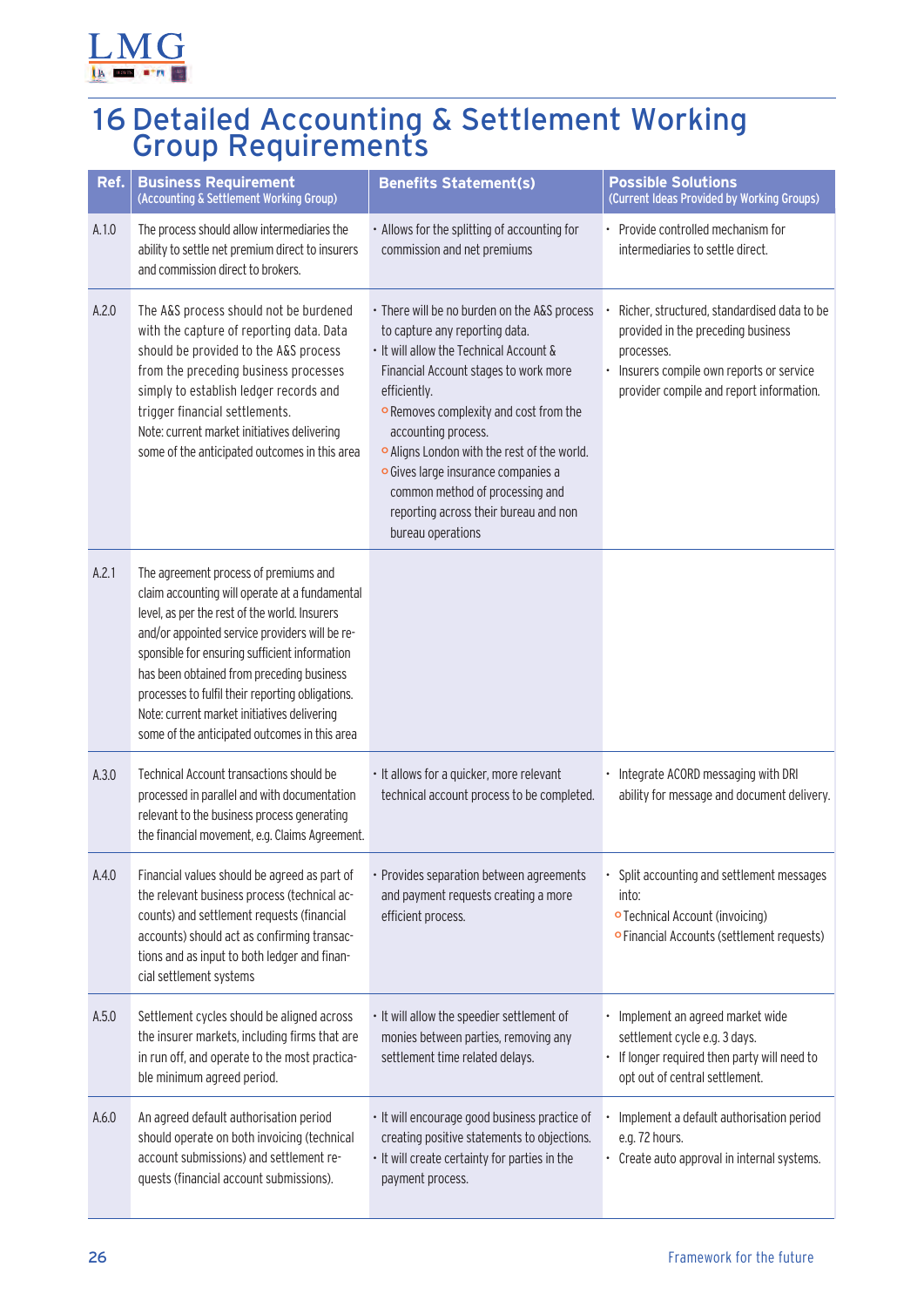# 16 Detailed Accounting & Settlement Working Group Requirements

| Ref. | Business Requirement (Accounting & Settlement Working Group) | Benefits Statement(s) | Possible Solutions (Current Ideas Provided by Working Groups) |
|---|---|---|---|
| A.1.0 | The process should allow intermediaries the ability to settle net premium direct to insurers and commission direct to brokers. | • Allows for the splitting of accounting for commission and net premiums | • Provide controlled mechanism for intermediaries to settle direct. |
| A.2.0 | The A&S process should not be burdened with the capture of reporting data. Data should be provided to the A&S process from the preceding business processes simply to establish ledger records and trigger financial settlements.<br>Note: current market initiatives delivering some of the anticipated outcomes in this area | • There will be no burden on the A&S process to capture any reporting data.<br>• It will allow the Technical Account & Financial Account stages to work more efficiently.<br>◦ Removes complexity and cost from the accounting process.<br>◦ Aligns London with the rest of the world.<br>◦ Gives large insurance companies a common method of processing and reporting across their bureau and non bureau operations | • Richer, structured, standardised data to be provided in the preceding business processes.<br>• Insurers compile own reports or service provider compile and report information. |
| A.2.1 | The agreement process of premiums and claim accounting will operate at a fundamental level, as per the rest of the world. Insurers and/or appointed service providers will be responsible for ensuring sufficient information has been obtained from preceding business processes to fulfil their reporting obligations.<br>Note: current market initiatives delivering some of the anticipated outcomes in this area | | |
| A.3.0 | Technical Account transactions should be processed in parallel and with documentation relevant to the business process generating the financial movement, e.g. Claims Agreement. | • It allows for a quicker, more relevant technical account process to be completed. | • Integrate ACORD messaging with DRI ability for message and document delivery. |
| A.4.0 | Financial values should be agreed as part of the relevant business process (technical accounts) and settlement requests (financial accounts) should act as confirming transactions and as input to both ledger and financial settlement systems | • Provides separation between agreements and payment requests creating a more efficient process. | • Split accounting and settlement messages into:<br>◦ Technical Account (invoicing)<br>◦ Financial Accounts (settlement requests) |
| A.5.0 | Settlement cycles should be aligned across the insurer markets, including firms that are in run off, and operate to the most practicable minimum agreed period. | • It will allow the speedier settlement of monies between parties, removing any settlement time related delays. | • Implement an agreed market wide settlement cycle e.g. 3 days.<br>• If longer required then party will need to opt out of central settlement. |
| A.6.0 | An agreed default authorisation period should operate on both invoicing (technical account submissions) and settlement requests (financial account submissions). | • It will encourage good business practice of creating positive statements to objections.<br>• It will create certainty for parties in the payment process. | • Implement a default authorisation period e.g. 72 hours.<br>• Create auto approval in internal systems. |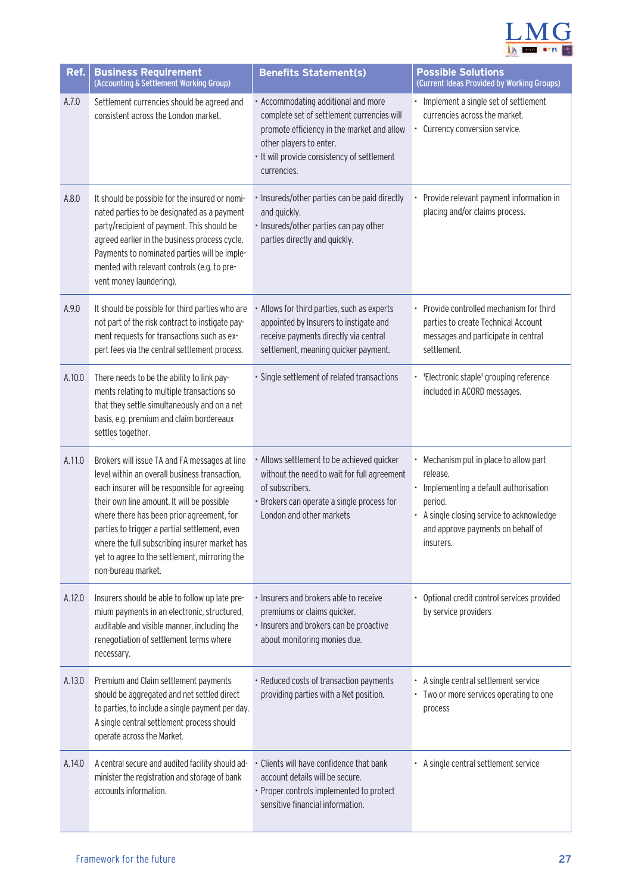| Ref. | Business Requirement (Accounting & Settlement Working Group) | Benefits Statement(s) | Possible Solutions (Current Ideas Provided by Working Groups) |
|---|---|---|---|
| A.7.0 | Settlement currencies should be agreed and consistent across the London market. | • Accommodating additional and more complete set of settlement currencies will promote efficiency in the market and allow other players to enter.<br>• It will provide consistency of settlement currencies. | • Implement a single set of settlement currencies across the market.<br>• Currency conversion service. |
| A.8.0 | It should be possible for the insured or nominated parties to be designated as a payment party/recipient of payment. This should be agreed earlier in the business process cycle. Payments to nominated parties will be implemented with relevant controls (e.g. to prevent money laundering). | • Insureds/other parties can be paid directly and quickly.<br>• Insureds/other parties can pay other parties directly and quickly. | • Provide relevant payment information in placing and/or claims process. |
| A.9.0 | It should be possible for third parties who are not part of the risk contract to instigate payment requests for transactions such as expert fees via the central settlement process. | • Allows for third parties, such as experts appointed by Insurers to instigate and receive payments directly via central settlement, meaning quicker payment. | • Provide controlled mechanism for third parties to create Technical Account messages and participate in central settlement. |
| A.10.0 | There needs to be the ability to link payments relating to multiple transactions so that they settle simultaneously and on a net basis, e.g. premium and claim bordereaux settles together. | • Single settlement of related transactions | • 'Electronic staple' grouping reference included in ACORD messages. |
| A.11.0 | Brokers will issue TA and FA messages at line level within an overall business transaction, each insurer will be responsible for agreeing their own line amount. It will be possible where there has been prior agreement, for parties to trigger a partial settlement, even where the full subscribing insurer market has yet to agree to the settlement, mirroring the non-bureau market. | • Allows settlement to be achieved quicker without the need to wait for full agreement of subscribers.<br>• Brokers can operate a single process for London and other markets | • Mechanism put in place to allow part release.<br>• Implementing a default authorisation period.<br>• A single closing service to acknowledge and approve payments on behalf of insurers. |
| A.12.0 | Insurers should be able to follow up late premium payments in an electronic, structured, auditable and visible manner, including the renegotiation of settlement terms where necessary. | • Insurers and brokers able to receive premiums or claims quicker.<br>• Insurers and brokers can be proactive about monitoring monies due. | • Optional credit control services provided by service providers |
| A.13.0 | Premium and Claim settlement payments should be aggregated and net settled direct to parties, to include a single payment per day. A single central settlement process should operate across the Market. | • Reduced costs of transaction payments providing parties with a Net position. | • A single central settlement service<br>• Two or more services operating to one process |
| A.14.0 | A central secure and audited facility should administer the registration and storage of bank accounts information. | • Clients will have confidence that bank account details will be secure.<br>• Proper controls implemented to protect sensitive financial information. | • A single central settlement service |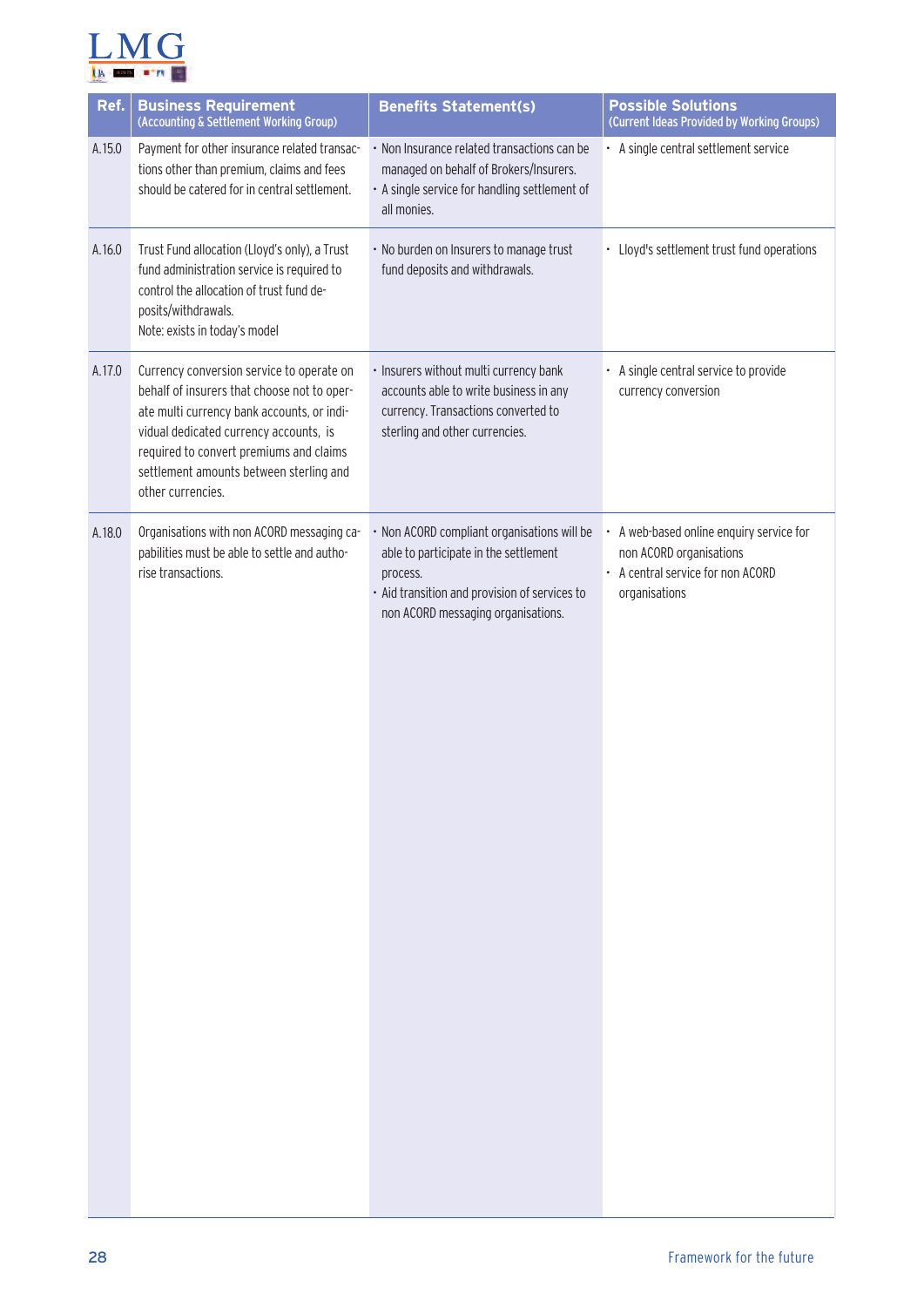| Ref. | Business Requirement (Accounting & Settlement Working Group) | Benefits Statement(s) | Possible Solutions (Current Ideas Provided by Working Groups) |
|---|---|---|---|
| A.15.0 | Payment for other insurance related transactions other than premium, claims and fees should be catered for in central settlement. | • Non Insurance related transactions can be managed on behalf of Brokers/Insurers.<br>• A single service for handling settlement of all monies. | • A single central settlement service |
| A.16.0 | Trust Fund allocation (Lloyd's only), a Trust fund administration service is required to control the allocation of trust fund deposits/withdrawals.<br>Note: exists in today's model | • No burden on Insurers to manage trust fund deposits and withdrawals. | • Lloyd's settlement trust fund operations |
| A.17.0 | Currency conversion service to operate on behalf of insurers that choose not to operate multi currency bank accounts, or individual dedicated currency accounts, is required to convert premiums and claims settlement amounts between sterling and other currencies. | • Insurers without multi currency bank accounts able to write business in any currency. Transactions converted to sterling and other currencies. | • A single central service to provide currency conversion |
| A.18.0 | Organisations with non ACORD messaging capabilities must be able to settle and authorise transactions. | • Non ACORD compliant organisations will be able to participate in the settlement process.<br>• Aid transition and provision of services to non ACORD messaging organisations. | • A web-based online enquiry service for non ACORD organisations<br>• A central service for non ACORD organisations |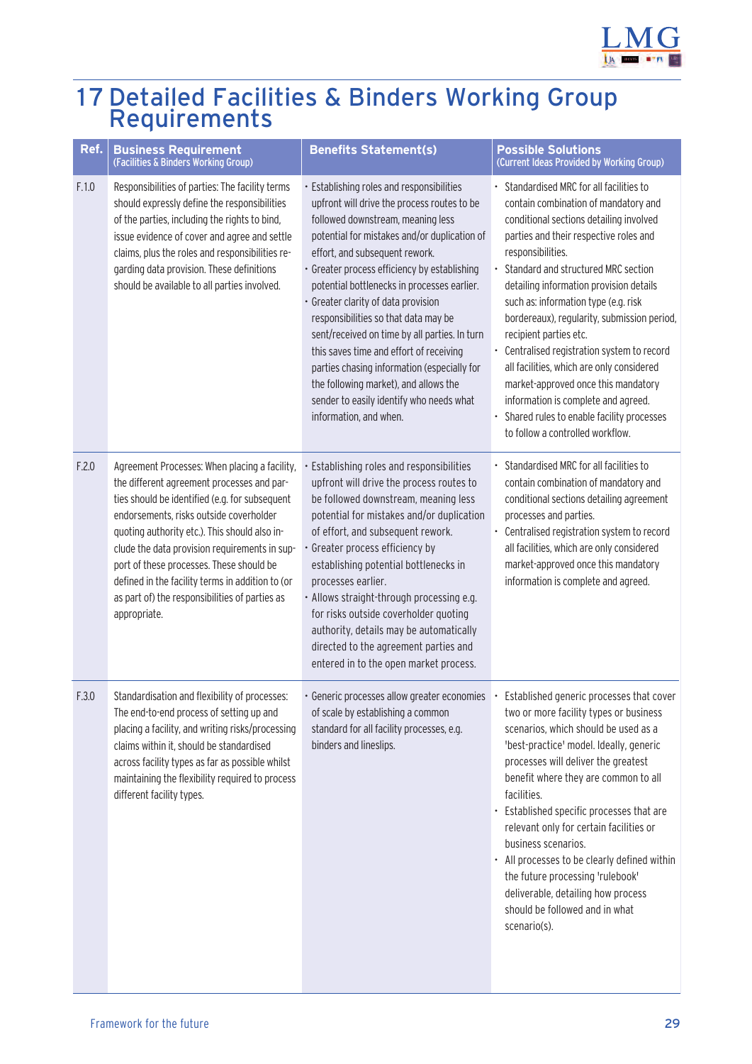# 17 Detailed Facilities & Binders Working Group Requirements

| Ref. | Business Requirement (Facilities & Binders Working Group) | Benefits Statement(s) | Possible Solutions (Current Ideas Provided by Working Group) |
|---|---|---|---|
| F.1.0 | Responsibilities of parties: The facility terms should expressly define the responsibilities of the parties, including the rights to bind, issue evidence of cover and agree and settle claims, plus the roles and responsibilities regarding data provision. These definitions should be available to all parties involved. | • Establishing roles and responsibilities upfront will drive the process routes to be followed downstream, meaning less potential for mistakes and/or duplication of effort, and subsequent rework.<br>• Greater process efficiency by establishing potential bottlenecks in processes earlier.<br>• Greater clarity of data provision responsibilities so that data may be sent/received on time by all parties. In turn this saves time and effort of receiving parties chasing information (especially for the following market), and allows the sender to easily identify who needs what information, and when. | • Standardised MRC for all facilities to contain combination of mandatory and conditional sections detailing involved parties and their respective roles and responsibilities.<br>• Standard and structured MRC section detailing information provision details such as: information type (e.g. risk bordereaux), regularity, submission period, recipient parties etc.<br>• Centralised registration system to record all facilities, which are only considered market-approved once this mandatory information is complete and agreed.<br>• Shared rules to enable facility processes to follow a controlled workflow. |
| F.2.0 | Agreement Processes: When placing a facility, the different agreement processes and parties should be identified (e.g. for subsequent endorsements, risks outside coverholder quoting authority etc.). This should also include the data provision requirements in support of these processes. These should be defined in the facility terms in addition to (or as part of) the responsibilities of parties as appropriate. | • Establishing roles and responsibilities upfront will drive the process routes to be followed downstream, meaning less potential for mistakes and/or duplication of effort, and subsequent rework.<br>• Greater process efficiency by establishing potential bottlenecks in processes earlier.<br>• Allows straight-through processing e.g. for risks outside coverholder quoting authority, details may be automatically directed to the agreement parties and entered in to the open market process. | • Standardised MRC for all facilities to contain combination of mandatory and conditional sections detailing agreement processes and parties.<br>• Centralised registration system to record all facilities, which are only considered market-approved once this mandatory information is complete and agreed. |
| F.3.0 | Standardisation and flexibility of processes: The end-to-end process of setting up and placing a facility, and writing risks/processing claims within it, should be standardised across facility types as far as possible whilst maintaining the flexibility required to process different facility types. | • Generic processes allow greater economies of scale by establishing a common standard for all facility processes, e.g. binders and lineslips. | • Established generic processes that cover two or more facility types or business scenarios, which should be used as a 'best-practice' model. Ideally, generic processes will deliver the greatest benefit where they are common to all facilities.<br>• Established specific processes that are relevant only for certain facilities or business scenarios.<br>• All processes to be clearly defined within the future processing 'rulebook' deliverable, detailing how process should be followed and in what scenario(s). |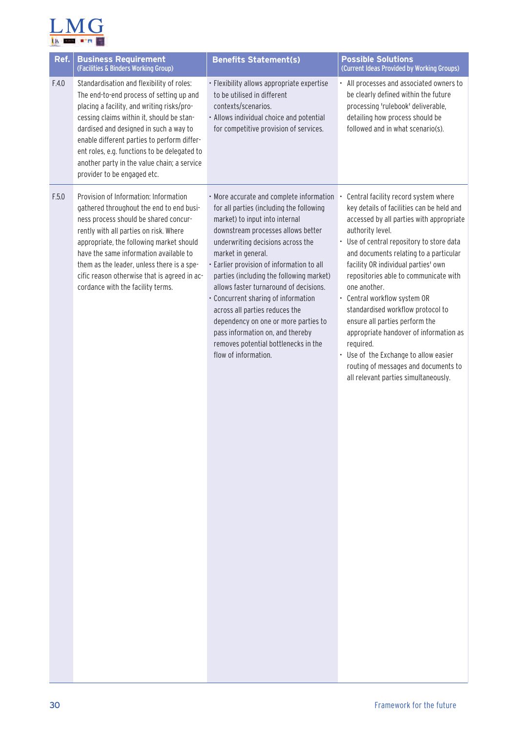| Ref. | Business Requirement (Facilities & Binders Working Group) | Benefits Statement(s) | Possible Solutions (Current Ideas Provided by Working Groups) |
|---|---|---|---|
| F.4.0 | Standardisation and flexibility of roles: The end-to-end process of setting up and placing a facility, and writing risks/processing claims within it, should be standardised and designed in such a way to enable different parties to perform different roles, e.g. functions to be delegated to another party in the value chain; a service provider to be engaged etc. | • Flexibility allows appropriate expertise to be utilised in different contexts/scenarios.<br>• Allows individual choice and potential for competitive provision of services. | • All processes and associated owners to be clearly defined within the future processing 'rulebook' deliverable, detailing how process should be followed and in what scenario(s). |
| F.5.0 | Provision of Information: Information gathered throughout the end to end business process should be shared concurrently with all parties on risk. Where appropriate, the following market should have the same information available to them as the leader, unless there is a specific reason otherwise that is agreed in accordance with the facility terms. | • More accurate and complete information for all parties (including the following market) to input into internal downstream processes allows better underwriting decisions across the market in general.<br>• Earlier provision of information to all parties (including the following market) allows faster turnaround of decisions.<br>• Concurrent sharing of information across all parties reduces the dependency on one or more parties to pass information on, and thereby removes potential bottlenecks in the flow of information. | • Central facility record system where key details of facilities can be held and accessed by all parties with appropriate authority level.<br>• Use of central repository to store data and documents relating to a particular facility OR individual parties' own repositories able to communicate with one another.<br>• Central workflow system OR standardised workflow protocol to ensure all parties perform the appropriate handover of information as required.<br>• Use of the Exchange to allow easier routing of messages and documents to all relevant parties simultaneously. |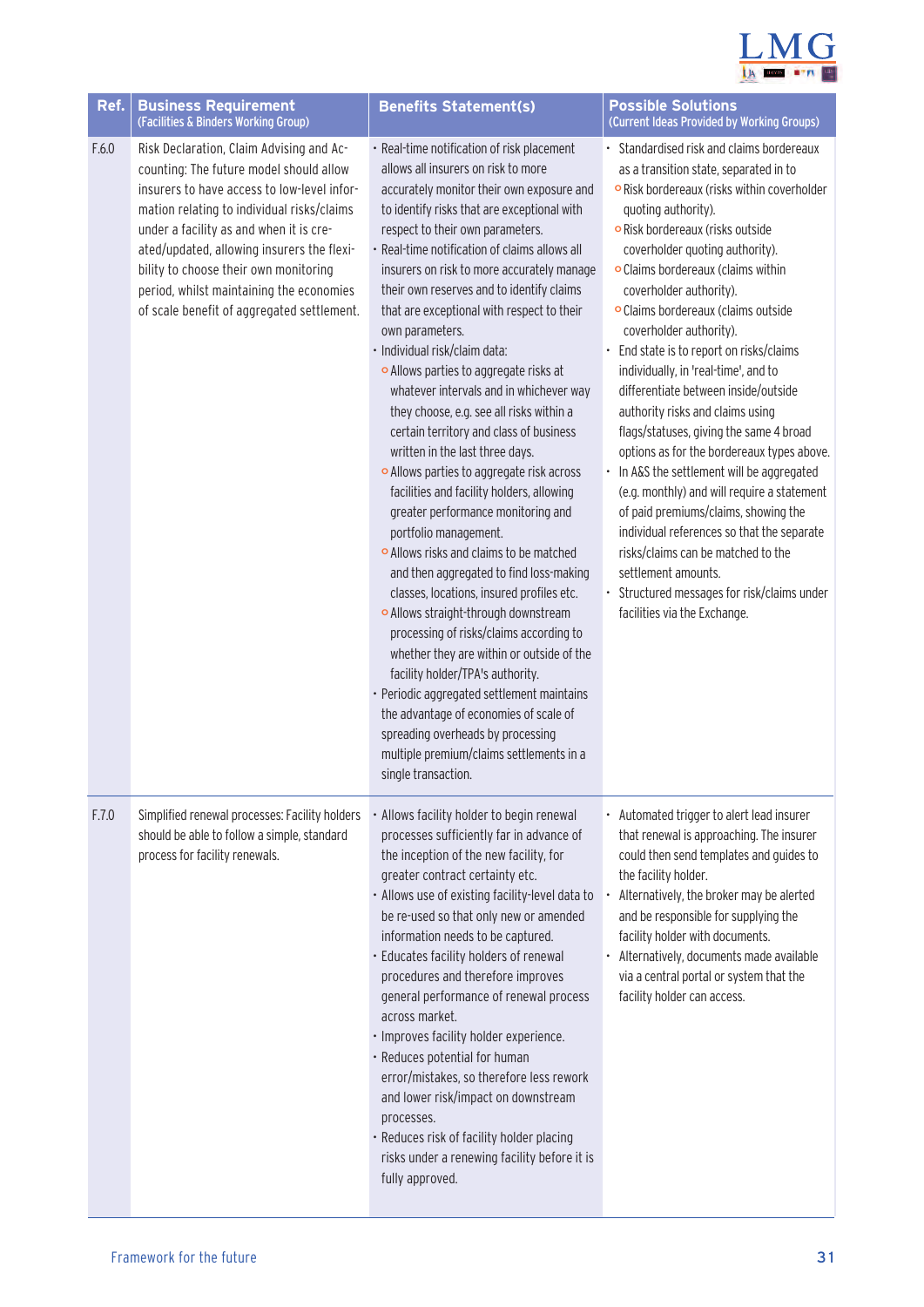| Ref. | Business Requirement (Facilities & Binders Working Group) | Benefits Statement(s) | Possible Solutions (Current Ideas Provided by Working Groups) |
|---|---|---|---|
| F.6.0 | Risk Declaration, Claim Advising and Accounting: The future model should allow insurers to have access to low-level information relating to individual risks/claims under a facility as and when it is created/updated, allowing insurers the flexibility to choose their own monitoring period, whilst maintaining the economies of scale benefit of aggregated settlement. | • Real-time notification of risk placement allows all insurers on risk to more accurately monitor their own exposure and to identify risks that are exceptional with respect to their own parameters.<br>• Real-time notification of claims allows all insurers on risk to more accurately manage their own reserves and to identify claims that are exceptional with respect to their own parameters.<br>• Individual risk/claim data:<br>○ Allows parties to aggregate risks at whatever intervals and in whichever way they choose, e.g. see all risks within a certain territory and class of business written in the last three days.<br>○ Allows parties to aggregate risk across facilities and facility holders, allowing greater performance monitoring and portfolio management.<br>○ Allows risks and claims to be matched and then aggregated to find loss-making classes, locations, insured profiles etc.<br>○ Allows straight-through downstream processing of risks/claims according to whether they are within or outside of the facility holder/TPA's authority.<br>• Periodic aggregated settlement maintains the advantage of economies of scale of spreading overheads by processing multiple premium/claims settlements in a single transaction. | • Standardised risk and claims bordereaux as a transition state, separated in to<br>○ Risk bordereaux (risks within coverholder quoting authority).<br>○ Risk bordereaux (risks outside coverholder quoting authority).<br>○ Claims bordereaux (claims within coverholder authority).<br>○ Claims bordereaux (claims outside coverholder authority).<br>• End state is to report on risks/claims individually, in 'real-time', and to differentiate between inside/outside authority risks and claims using flags/statuses, giving the same 4 broad options as for the bordereaux types above.<br>• In A&S the settlement will be aggregated (e.g. monthly) and will require a statement of paid premiums/claims, showing the individual references so that the separate risks/claims can be matched to the settlement amounts.<br>• Structured messages for risk/claims under facilities via the Exchange. |
| F.7.0 | Simplified renewal processes: Facility holders should be able to follow a simple, standard process for facility renewals. | • Allows facility holder to begin renewal processes sufficiently far in advance of the inception of the new facility, for greater contract certainty etc.<br>• Allows use of existing facility-level data to be re-used so that only new or amended information needs to be captured.<br>• Educates facility holders of renewal procedures and therefore improves general performance of renewal process across market.<br>• Improves facility holder experience.<br>• Reduces potential for human error/mistakes, so therefore less rework and lower risk/impact on downstream processes.<br>• Reduces risk of facility holder placing risks under a renewing facility before it is fully approved. | • Automated trigger to alert lead insurer that renewal is approaching. The insurer could then send templates and guides to the facility holder.<br>• Alternatively, the broker may be alerted and be responsible for supplying the facility holder with documents.<br>• Alternatively, documents made available via a central portal or system that the facility holder can access. |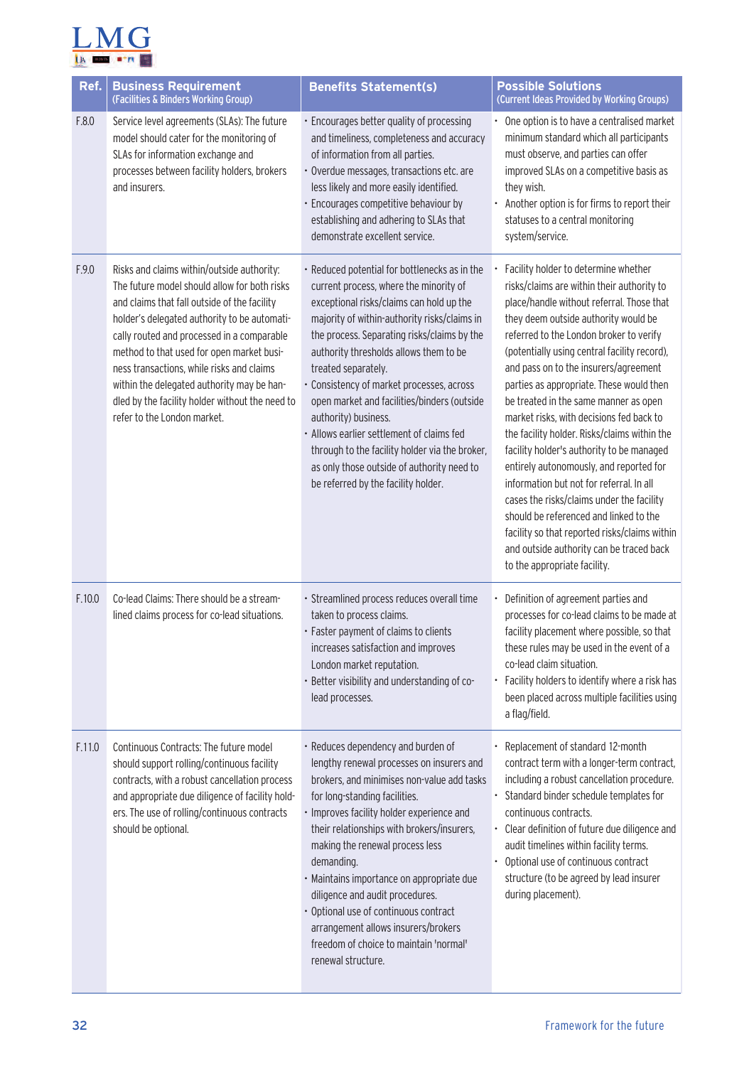| Ref. | Business Requirement (Facilities & Binders Working Group) | Benefits Statement(s) | Possible Solutions (Current Ideas Provided by Working Groups) |
|---|---|---|---|
| F.8.0 | Service level agreements (SLAs): The future model should cater for the monitoring of SLAs for information exchange and processes between facility holders, brokers and insurers. | • Encourages better quality of processing and timeliness, completeness and accuracy of information from all parties.<br>• Overdue messages, transactions etc. are less likely and more easily identified.<br>• Encourages competitive behaviour by establishing and adhering to SLAs that demonstrate excellent service. | • One option is to have a centralised market minimum standard which all participants must observe, and parties can offer improved SLAs on a competitive basis as they wish.<br>• Another option is for firms to report their statuses to a central monitoring system/service. |
| F.9.0 | Risks and claims within/outside authority: The future model should allow for both risks and claims that fall outside of the facility holder's delegated authority to be automatically routed and processed in a comparable method to that used for open market business transactions, while risks and claims within the delegated authority may be handled by the facility holder without the need to refer to the London market. | • Reduced potential for bottlenecks as in the current process, where the minority of exceptional risks/claims can hold up the majority of within-authority risks/claims in the process. Separating risks/claims by the authority thresholds allows them to be treated separately.<br>• Consistency of market processes, across open market and facilities/binders (outside authority) business.<br>• Allows earlier settlement of claims fed through to the facility holder via the broker, as only those outside of authority need to be referred by the facility holder. | • Facility holder to determine whether risks/claims are within their authority to place/handle without referral. Those that they deem outside authority would be referred to the London broker to verify (potentially using central facility record), and pass on to the insurers/agreement parties as appropriate. These would then be treated in the same manner as open market risks, with decisions fed back to the facility holder. Risks/claims within the facility holder's authority to be managed entirely autonomously, and reported for information but not for referral. In all cases the risks/claims under the facility should be referenced and linked to the facility so that reported risks/claims within and outside authority can be traced back to the appropriate facility. |
| F.10.0 | Co-lead Claims: There should be a streamlined claims process for co-lead situations. | • Streamlined process reduces overall time taken to process claims.<br>• Faster payment of claims to clients increases satisfaction and improves London market reputation.<br>• Better visibility and understanding of co-lead processes. | • Definition of agreement parties and processes for co-lead claims to be made at facility placement where possible, so that these rules may be used in the event of a co-lead claim situation.<br>• Facility holders to identify where a risk has been placed across multiple facilities using a flag/field. |
| F.11.0 | Continuous Contracts: The future model should support rolling/continuous facility contracts, with a robust cancellation process and appropriate due diligence of facility holders. The use of rolling/continuous contracts should be optional. | • Reduces dependency and burden of lengthy renewal processes on insurers and brokers, and minimises non-value add tasks for long-standing facilities.<br>• Improves facility holder experience and their relationships with brokers/insurers, making the renewal process less demanding.<br>• Maintains importance on appropriate due diligence and audit procedures.<br>• Optional use of continuous contract arrangement allows insurers/brokers freedom of choice to maintain 'normal' renewal structure. | • Replacement of standard 12-month contract term with a longer-term contract, including a robust cancellation procedure.<br>• Standard binder schedule templates for continuous contracts.<br>• Clear definition of future due diligence and audit timelines within facility terms.<br>• Optional use of continuous contract structure (to be agreed by lead insurer during placement). |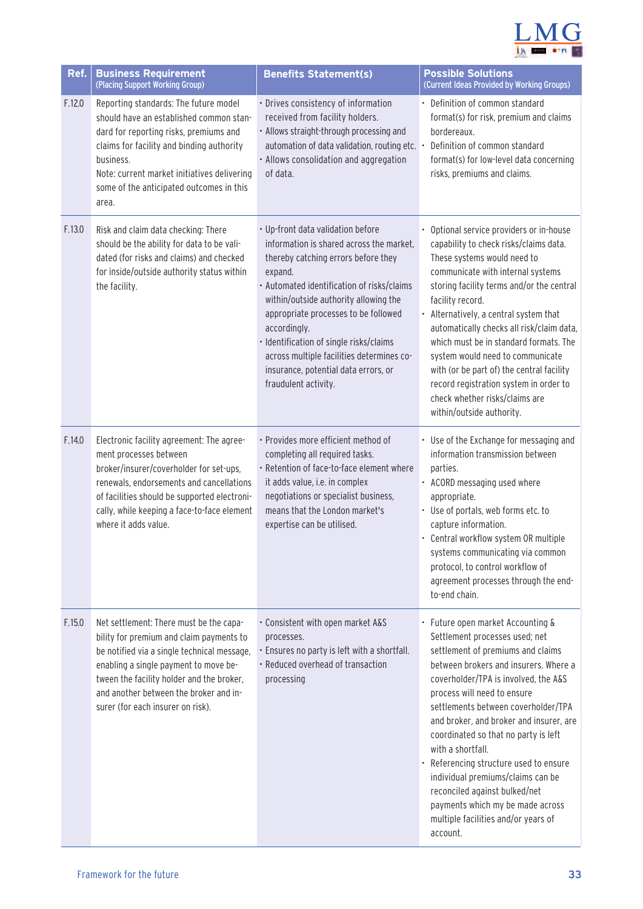| Ref. | Business Requirement (Placing Support Working Group) | Benefits Statement(s) | Possible Solutions (Current Ideas Provided by Working Groups) |
|---|---|---|---|
| F.12.0 | Reporting standards: The future model should have an established common standard for reporting risks, premiums and claims for facility and binding authority business.<br>Note: current market initiatives delivering some of the anticipated outcomes in this area. | • Drives consistency of information received from facility holders.<br>• Allows straight-through processing and automation of data validation, routing etc.<br>• Allows consolidation and aggregation of data. | • Definition of common standard format(s) for risk, premium and claims bordereaux.<br>• Definition of common standard format(s) for low-level data concerning risks, premiums and claims. |
| F.13.0 | Risk and claim data checking: There should be the ability for data to be validated (for risks and claims) and checked for inside/outside authority status within the facility. | • Up-front data validation before information is shared across the market, thereby catching errors before they expand.<br>• Automated identification of risks/claims within/outside authority allowing the appropriate processes to be followed accordingly.<br>• Identification of single risks/claims across multiple facilities determines co-insurance, potential data errors, or fraudulent activity. | • Optional service providers or in-house capability to check risks/claims data. These systems would need to communicate with internal systems storing facility terms and/or the central facility record.<br>• Alternatively, a central system that automatically checks all risk/claim data, which must be in standard formats. The system would need to communicate with (or be part of) the central facility record registration system in order to check whether risks/claims are within/outside authority. |
| F.14.0 | Electronic facility agreement: The agreement processes between broker/insurer/coverholder for set-ups, renewals, endorsements and cancellations of facilities should be supported electronically, while keeping a face-to-face element where it adds value. | • Provides more efficient method of completing all required tasks.<br>• Retention of face-to-face element where it adds value, i.e. in complex negotiations or specialist business, means that the London market's expertise can be utilised. | • Use of the Exchange for messaging and information transmission between parties.<br>• ACORD messaging used where appropriate.<br>• Use of portals, web forms etc. to capture information.<br>• Central workflow system OR multiple systems communicating via common protocol, to control workflow of agreement processes through the end-to-end chain. |
| F.15.0 | Net settlement: There must be the capability for premium and claim payments to be notified via a single technical message, enabling a single payment to move between the facility holder and the broker, and another between the broker and insurer (for each insurer on risk). | • Consistent with open market A&S processes.<br>• Ensures no party is left with a shortfall.<br>• Reduced overhead of transaction processing | • Future open market Accounting & Settlement processes used; net settlement of premiums and claims between brokers and insurers. Where a coverholder/TPA is involved, the A&S process will need to ensure settlements between coverholder/TPA and broker, and broker and insurer, are coordinated so that no party is left with a shortfall.<br>• Referencing structure used to ensure individual premiums/claims can be reconciled against bulked/net payments which my be made across multiple facilities and/or years of account. |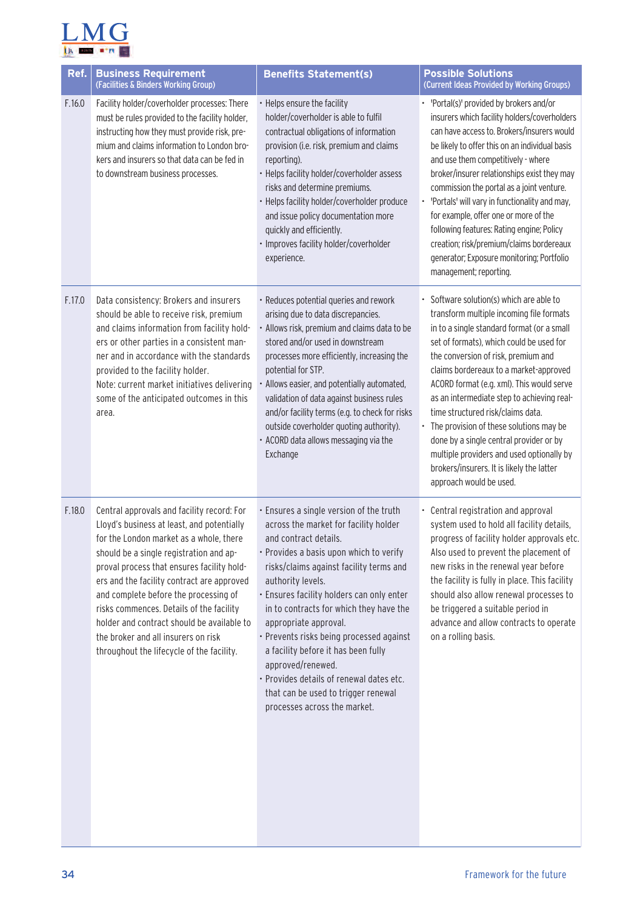| Ref. | Business Requirement (Facilities & Binders Working Group) | Benefits Statement(s) | Possible Solutions (Current Ideas Provided by Working Groups) |
|---|---|---|---|
| F.16.0 | Facility holder/coverholder processes: There must be rules provided to the facility holder, instructing how they must provide risk, premium and claims information to London brokers and insurers so that data can be fed in to downstream business processes. | • Helps ensure the facility holder/coverholder is able to fulfil contractual obligations of information provision (i.e. risk, premium and claims reporting).<br>• Helps facility holder/coverholder assess risks and determine premiums.<br>• Helps facility holder/coverholder produce and issue policy documentation more quickly and efficiently.<br>• Improves facility holder/coverholder experience. | • 'Portal(s)' provided by brokers and/or insurers which facility holders/coverholders can have access to. Brokers/insurers would be likely to offer this on an individual basis and use them competitively - where broker/insurer relationships exist they may commission the portal as a joint venture.<br>• 'Portals' will vary in functionality and may, for example, offer one or more of the following features: Rating engine; Policy creation; risk/premium/claims bordereaux generator; Exposure monitoring; Portfolio management; reporting. |
| F.17.0 | Data consistency: Brokers and insurers should be able to receive risk, premium and claims information from facility holders or other parties in a consistent manner and in accordance with the standards provided to the facility holder.<br>Note: current market initiatives delivering some of the anticipated outcomes in this area. | • Reduces potential queries and rework arising due to data discrepancies.<br>• Allows risk, premium and claims data to be stored and/or used in downstream processes more efficiently, increasing the potential for STP.<br>• Allows easier, and potentially automated, validation of data against business rules and/or facility terms (e.g. to check for risks outside coverholder quoting authority).<br>• ACORD data allows messaging via the Exchange | • Software solution(s) which are able to transform multiple incoming file formats in to a single standard format (or a small set of formats), which could be used for the conversion of risk, premium and claims bordereaux to a market-approved ACORD format (e.g. xml). This would serve as an intermediate step to achieving real-time structured risk/claims data.<br>• The provision of these solutions may be done by a single central provider or by multiple providers and used optionally by brokers/insurers. It is likely the latter approach would be used. |
| F.18.0 | Central approvals and facility record: For Lloyd's business at least, and potentially for the London market as a whole, there should be a single registration and approval process that ensures facility holders and the facility contract are approved and complete before the processing of risks commences. Details of the facility holder and contract should be available to the broker and all insurers on risk throughout the lifecycle of the facility. | • Ensures a single version of the truth across the market for facility holder and contract details.<br>• Provides a basis upon which to verify risks/claims against facility terms and authority levels.<br>• Ensures facility holders can only enter in to contracts for which they have the appropriate approval.<br>• Prevents risks being processed against a facility before it has been fully approved/renewed.<br>• Provides details of renewal dates etc. that can be used to trigger renewal processes across the market. | • Central registration and approval system used to hold all facility details, progress of facility holder approvals etc. Also used to prevent the placement of new risks in the renewal year before the facility is fully in place. This facility should also allow renewal processes to be triggered a suitable period in advance and allow contracts to operate on a rolling basis. |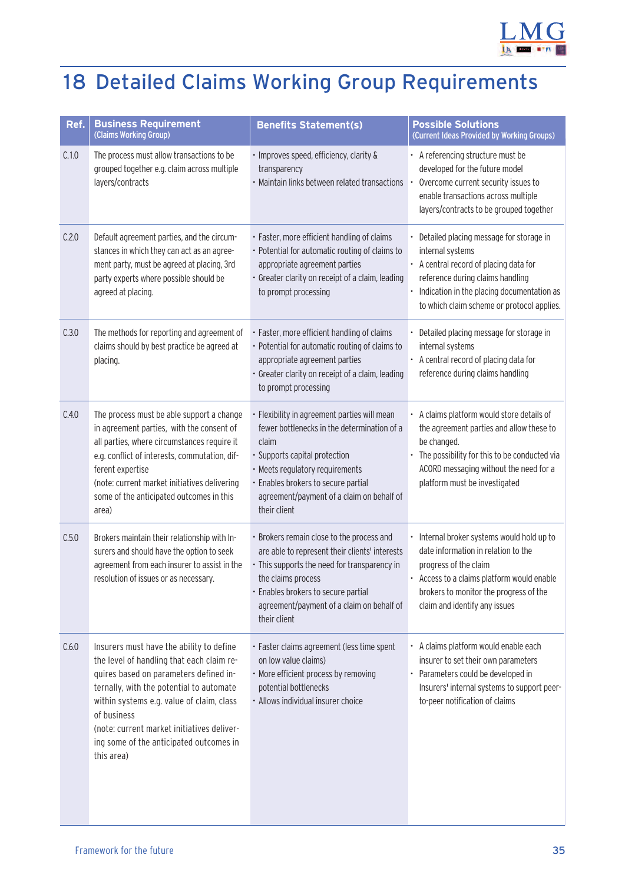# 18 Detailed Claims Working Group Requirements

| Ref. | Business Requirement (Claims Working Group) | Benefits Statement(s) | Possible Solutions (Current Ideas Provided by Working Groups) |
|---|---|---|---|
| C.1.0 | The process must allow transactions to be grouped together e.g. claim across multiple layers/contracts | • Improves speed, efficiency, clarity & transparency<br>• Maintain links between related transactions | • A referencing structure must be developed for the future model<br>• Overcome current security issues to enable transactions across multiple layers/contracts to be grouped together |
| C.2.0 | Default agreement parties, and the circumstances in which they can act as an agreement party, must be agreed at placing, 3rd party experts where possible should be agreed at placing. | • Faster, more efficient handling of claims<br>• Potential for automatic routing of claims to appropriate agreement parties<br>• Greater clarity on receipt of a claim, leading to prompt processing | • Detailed placing message for storage in internal systems<br>• A central record of placing data for reference during claims handling<br>• Indication in the placing documentation as to which claim scheme or protocol applies. |
| C.3.0 | The methods for reporting and agreement of claims should by best practice be agreed at placing. | • Faster, more efficient handling of claims<br>• Potential for automatic routing of claims to appropriate agreement parties<br>• Greater clarity on receipt of a claim, leading to prompt processing | • Detailed placing message for storage in internal systems<br>• A central record of placing data for reference during claims handling |
| C.4.0 | The process must be able support a change in agreement parties, with the consent of all parties, where circumstances require it e.g. conflict of interests, commutation, different expertise<br>(note: current market initiatives delivering some of the anticipated outcomes in this area) | • Flexibility in agreement parties will mean fewer bottlenecks in the determination of a claim<br>• Supports capital protection<br>• Meets regulatory requirements<br>• Enables brokers to secure partial agreement/payment of a claim on behalf of their client | • A claims platform would store details of the agreement parties and allow these to be changed.<br>• The possibility for this to be conducted via ACORD messaging without the need for a platform must be investigated |
| C.5.0 | Brokers maintain their relationship with Insurers and should have the option to seek agreement from each insurer to assist in the resolution of issues or as necessary. | • Brokers remain close to the process and are able to represent their clients' interests<br>• This supports the need for transparency in the claims process<br>• Enables brokers to secure partial agreement/payment of a claim on behalf of their client | • Internal broker systems would hold up to date information in relation to the progress of the claim<br>• Access to a claims platform would enable brokers to monitor the progress of the claim and identify any issues |
| C.6.0 | Insurers must have the ability to define the level of handling that each claim requires based on parameters defined internally, with the potential to automate within systems e.g. value of claim, class of business<br>(note: current market initiatives delivering some of the anticipated outcomes in this area) | • Faster claims agreement (less time spent on low value claims)<br>• More efficient process by removing potential bottlenecks<br>• Allows individual insurer choice | • A claims platform would enable each insurer to set their own parameters<br>• Parameters could be developed in Insurers' internal systems to support peer-to-peer notification of claims |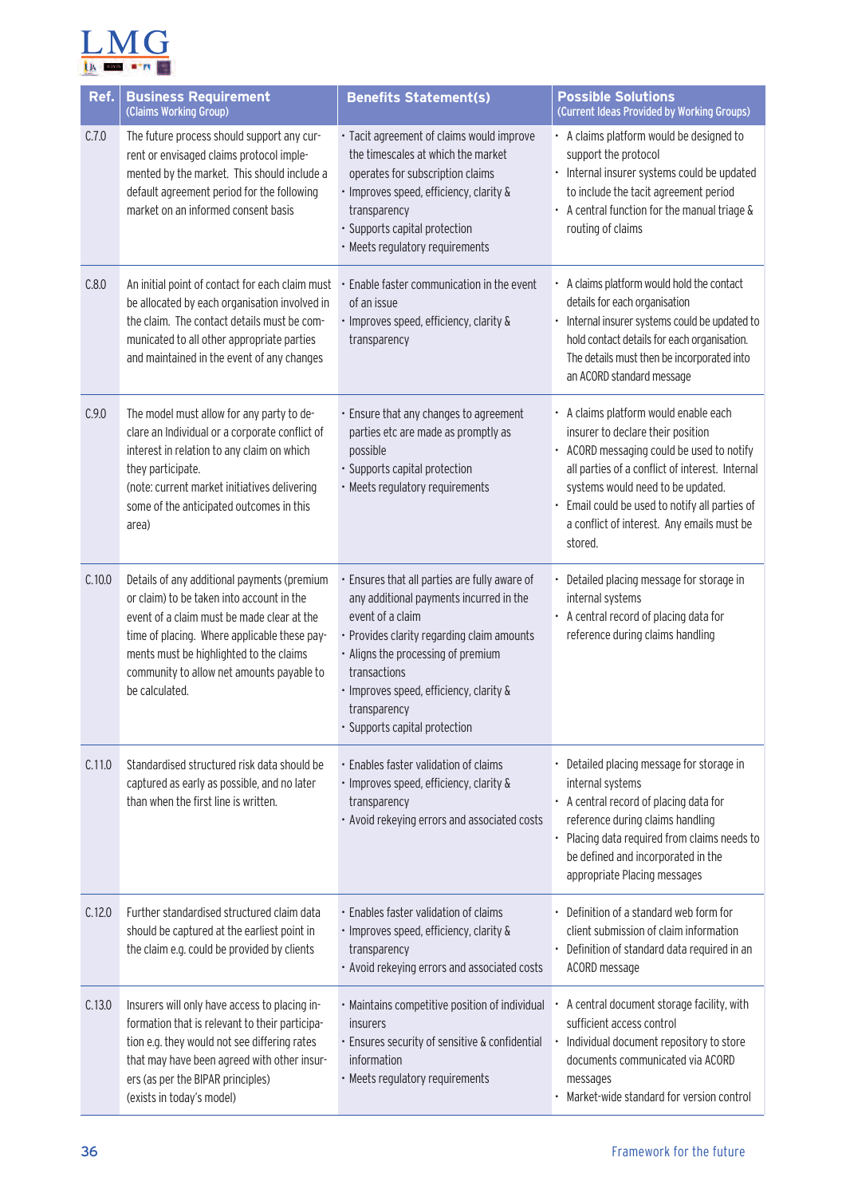| Ref. | Business Requirement (Claims Working Group) | Benefits Statement(s) | Possible Solutions (Current Ideas Provided by Working Groups) |
|---|---|---|---|
| C.7.0 | The future process should support any current or envisaged claims protocol implemented by the market. This should include a default agreement period for the following market on an informed consent basis | • Tacit agreement of claims would improve the timescales at which the market operates for subscription claims<br>• Improves speed, efficiency, clarity & transparency<br>• Supports capital protection<br>• Meets regulatory requirements | • A claims platform would be designed to support the protocol<br>• Internal insurer systems could be updated to include the tacit agreement period<br>• A central function for the manual triage & routing of claims |
| C.8.0 | An initial point of contact for each claim must be allocated by each organisation involved in the claim. The contact details must be communicated to all other appropriate parties and maintained in the event of any changes | • Enable faster communication in the event of an issue<br>• Improves speed, efficiency, clarity & transparency | • A claims platform would hold the contact details for each organisation<br>• Internal insurer systems could be updated to hold contact details for each organisation. The details must then be incorporated into an ACORD standard message |
| C.9.0 | The model must allow for any party to declare an Individual or a corporate conflict of interest in relation to any claim on which they participate.<br>(note: current market initiatives delivering some of the anticipated outcomes in this area) | • Ensure that any changes to agreement parties etc are made as promptly as possible<br>• Supports capital protection<br>• Meets regulatory requirements | • A claims platform would enable each insurer to declare their position<br>• ACORD messaging could be used to notify all parties of a conflict of interest. Internal systems would need to be updated.<br>• Email could be used to notify all parties of a conflict of interest. Any emails must be stored. |
| C.10.0 | Details of any additional payments (premium or claim) to be taken into account in the event of a claim must be made clear at the time of placing. Where applicable these payments must be highlighted to the claims community to allow net amounts payable to be calculated. | • Ensures that all parties are fully aware of any additional payments incurred in the event of a claim<br>• Provides clarity regarding claim amounts<br>• Aligns the processing of premium transactions<br>• Improves speed, efficiency, clarity & transparency<br>• Supports capital protection | • Detailed placing message for storage in internal systems<br>• A central record of placing data for reference during claims handling |
| C.11.0 | Standardised structured risk data should be captured as early as possible, and no later than when the first line is written. | • Enables faster validation of claims<br>• Improves speed, efficiency, clarity & transparency<br>• Avoid rekeying errors and associated costs | • Detailed placing message for storage in internal systems<br>• A central record of placing data for reference during claims handling<br>• Placing data required from claims needs to be defined and incorporated in the appropriate Placing messages |
| C.12.0 | Further standardised structured claim data should be captured at the earliest point in the claim e.g. could be provided by clients | • Enables faster validation of claims<br>• Improves speed, efficiency, clarity & transparency<br>• Avoid rekeying errors and associated costs | • Definition of a standard web form for client submission of claim information<br>• Definition of standard data required in an ACORD message |
| C.13.0 | Insurers will only have access to placing information that is relevant to their participation e.g. they would not see differing rates that may have been agreed with other insurers (as per the BIPAR principles)<br>(exists in today's model) | • Maintains competitive position of individual insurers<br>• Ensures security of sensitive & confidential information<br>• Meets regulatory requirements | • A central document storage facility, with sufficient access control<br>• Individual document repository to store documents communicated via ACORD messages<br>• Market-wide standard for version control |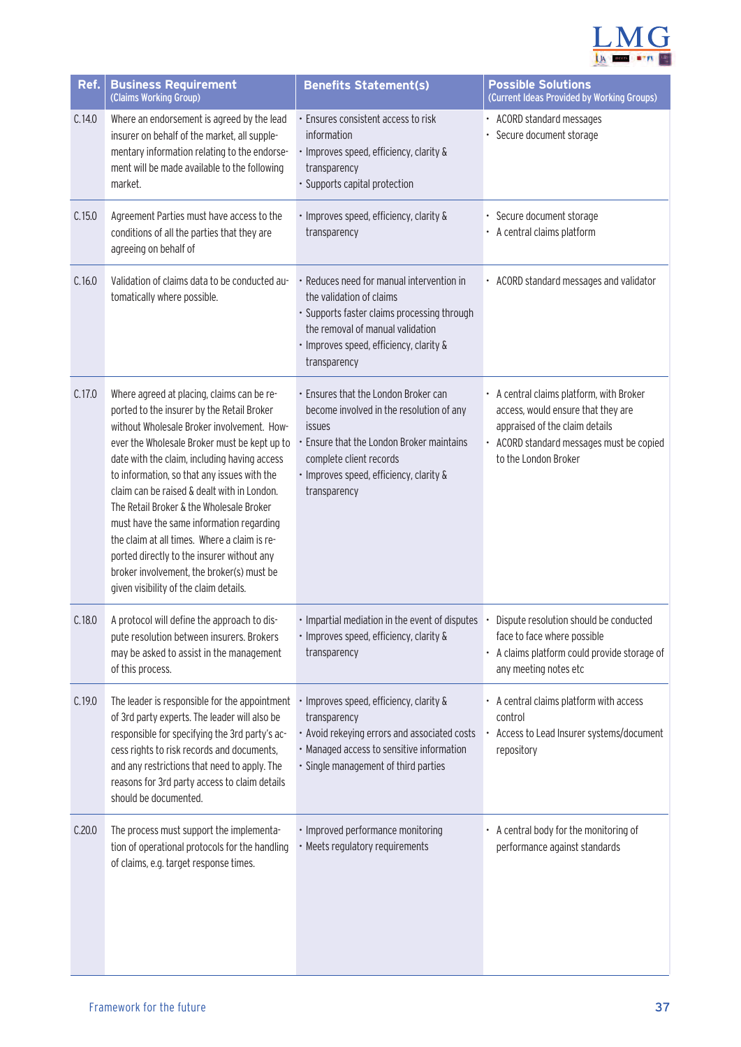| Ref. | Business Requirement (Claims Working Group) | Benefits Statement(s) | Possible Solutions (Current Ideas Provided by Working Groups) |
|---|---|---|---|
| C.14.0 | Where an endorsement is agreed by the lead insurer on behalf of the market, all supplementary information relating to the endorsement will be made available to the following market. | • Ensures consistent access to risk information<br>• Improves speed, efficiency, clarity & transparency<br>• Supports capital protection | • ACORD standard messages<br>• Secure document storage |
| C.15.0 | Agreement Parties must have access to the conditions of all the parties that they are agreeing on behalf of | • Improves speed, efficiency, clarity & transparency | • Secure document storage<br>• A central claims platform |
| C.16.0 | Validation of claims data to be conducted automatically where possible. | • Reduces need for manual intervention in the validation of claims<br>• Supports faster claims processing through the removal of manual validation<br>• Improves speed, efficiency, clarity & transparency | • ACORD standard messages and validator |
| C.17.0 | Where agreed at placing, claims can be reported to the insurer by the Retail Broker without Wholesale Broker involvement. However the Wholesale Broker must be kept up to date with the claim, including having access to information, so that any issues with the claim can be raised & dealt with in London. The Retail Broker & the Wholesale Broker must have the same information regarding the claim at all times. Where a claim is reported directly to the insurer without any broker involvement, the broker(s) must be given visibility of the claim details. | • Ensures that the London Broker can become involved in the resolution of any issues<br>• Ensure that the London Broker maintains complete client records<br>• Improves speed, efficiency, clarity & transparency | • A central claims platform, with Broker access, would ensure that they are appraised of the claim details<br>• ACORD standard messages must be copied to the London Broker |
| C.18.0 | A protocol will define the approach to dispute resolution between insurers. Brokers may be asked to assist in the management of this process. | • Impartial mediation in the event of disputes<br>• Improves speed, efficiency, clarity & transparency | • Dispute resolution should be conducted face to face where possible<br>• A claims platform could provide storage of any meeting notes etc |
| C.19.0 | The leader is responsible for the appointment of 3rd party experts. The leader will also be responsible for specifying the 3rd party's access rights to risk records and documents, and any restrictions that need to apply. The reasons for 3rd party access to claim details should be documented. | • Improves speed, efficiency, clarity & transparency<br>• Avoid rekeying errors and associated costs<br>• Managed access to sensitive information<br>• Single management of third parties | • A central claims platform with access control<br>• Access to Lead Insurer systems/document repository |
| C.20.0 | The process must support the implementation of operational protocols for the handling of claims, e.g. target response times. | • Improved performance monitoring<br>• Meets regulatory requirements | • A central body for the monitoring of performance against standards |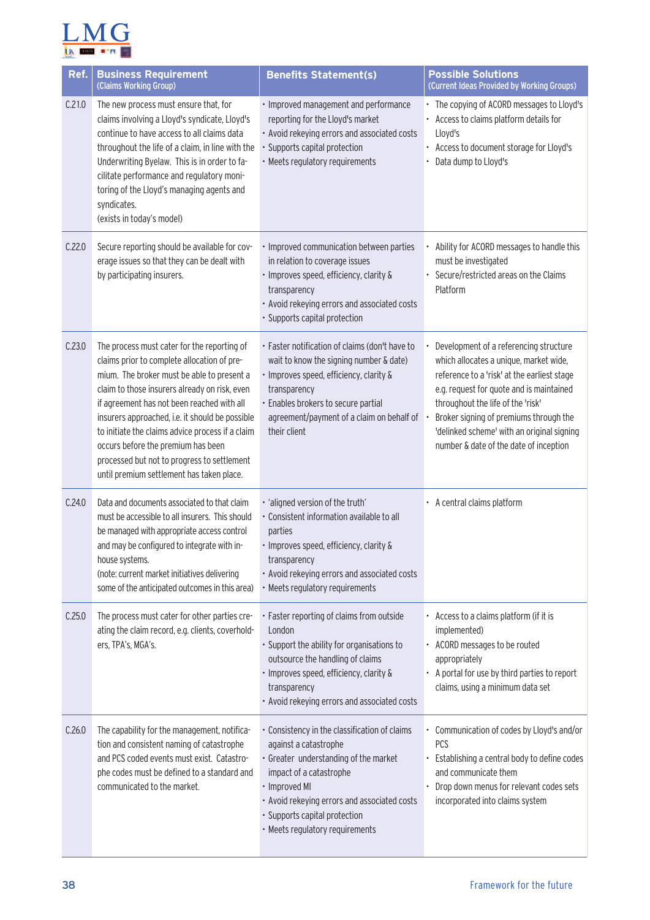| Ref. | Business Requirement (Claims Working Group) | Benefits Statement(s) | Possible Solutions (Current Ideas Provided by Working Groups) |
|---|---|---|---|
| C.21.0 | The new process must ensure that, for claims involving a Lloyd's syndicate, Lloyd's continue to have access to all claims data throughout the life of a claim, in line with the Underwriting Byelaw. This is in order to facilitate performance and regulatory monitoring of the Lloyd's managing agents and syndicates. (exists in today's model) | • Improved management and performance reporting for the Lloyd's market<br>• Avoid rekeying errors and associated costs<br>• Supports capital protection<br>• Meets regulatory requirements | • The copying of ACORD messages to Lloyd's<br>• Access to claims platform details for Lloyd's<br>• Access to document storage for Lloyd's<br>• Data dump to Lloyd's |
| C.22.0 | Secure reporting should be available for coverage issues so that they can be dealt with by participating insurers. | • Improved communication between parties in relation to coverage issues<br>• Improves speed, efficiency, clarity & transparency<br>• Avoid rekeying errors and associated costs<br>• Supports capital protection | • Ability for ACORD messages to handle this must be investigated<br>• Secure/restricted areas on the Claims Platform |
| C.23.0 | The process must cater for the reporting of claims prior to complete allocation of premium. The broker must be able to present a claim to those insurers already on risk, even if agreement has not been reached with all insurers approached, i.e. it should be possible to initiate the claims advice process if a claim occurs before the premium has been processed but not to progress to settlement until premium settlement has taken place. | • Faster notification of claims (don't have to wait to know the signing number & date)<br>• Improves speed, efficiency, clarity & transparency<br>• Enables brokers to secure partial agreement/payment of a claim on behalf of their client | • Development of a referencing structure which allocates a unique, market wide, reference to a 'risk' at the earliest stage e.g. request for quote and is maintained throughout the life of the 'risk'<br>• Broker signing of premiums through the 'delinked scheme' with an original signing number & date of the date of inception |
| C.24.0 | Data and documents associated to that claim must be accessible to all insurers. This should be managed with appropriate access control and may be configured to integrate with in-house systems. (note: current market initiatives delivering some of the anticipated outcomes in this area) | • 'aligned version of the truth'<br>• Consistent information available to all parties<br>• Improves speed, efficiency, clarity & transparency<br>• Avoid rekeying errors and associated costs<br>• Meets regulatory requirements | • A central claims platform |
| C.25.0 | The process must cater for other parties creating the claim record, e.g. clients, coverholders, TPA's, MGA's. | • Faster reporting of claims from outside London<br>• Support the ability for organisations to outsource the handling of claims<br>• Improves speed, efficiency, clarity & transparency<br>• Avoid rekeying errors and associated costs | • Access to a claims platform (if it is implemented)<br>• ACORD messages to be routed appropriately<br>• A portal for use by third parties to report claims, using a minimum data set |
| C.26.0 | The capability for the management, notification and consistent naming of catastrophe and PCS coded events must exist. Catastrophe codes must be defined to a standard and communicated to the market. | • Consistency in the classification of claims against a catastrophe<br>• Greater understanding of the market impact of a catastrophe<br>• Improved MI<br>• Avoid rekeying errors and associated costs<br>• Supports capital protection<br>• Meets regulatory requirements | • Communication of codes by Lloyd's and/or PCS<br>• Establishing a central body to define codes and communicate them<br>• Drop down menus for relevant codes sets incorporated into claims system |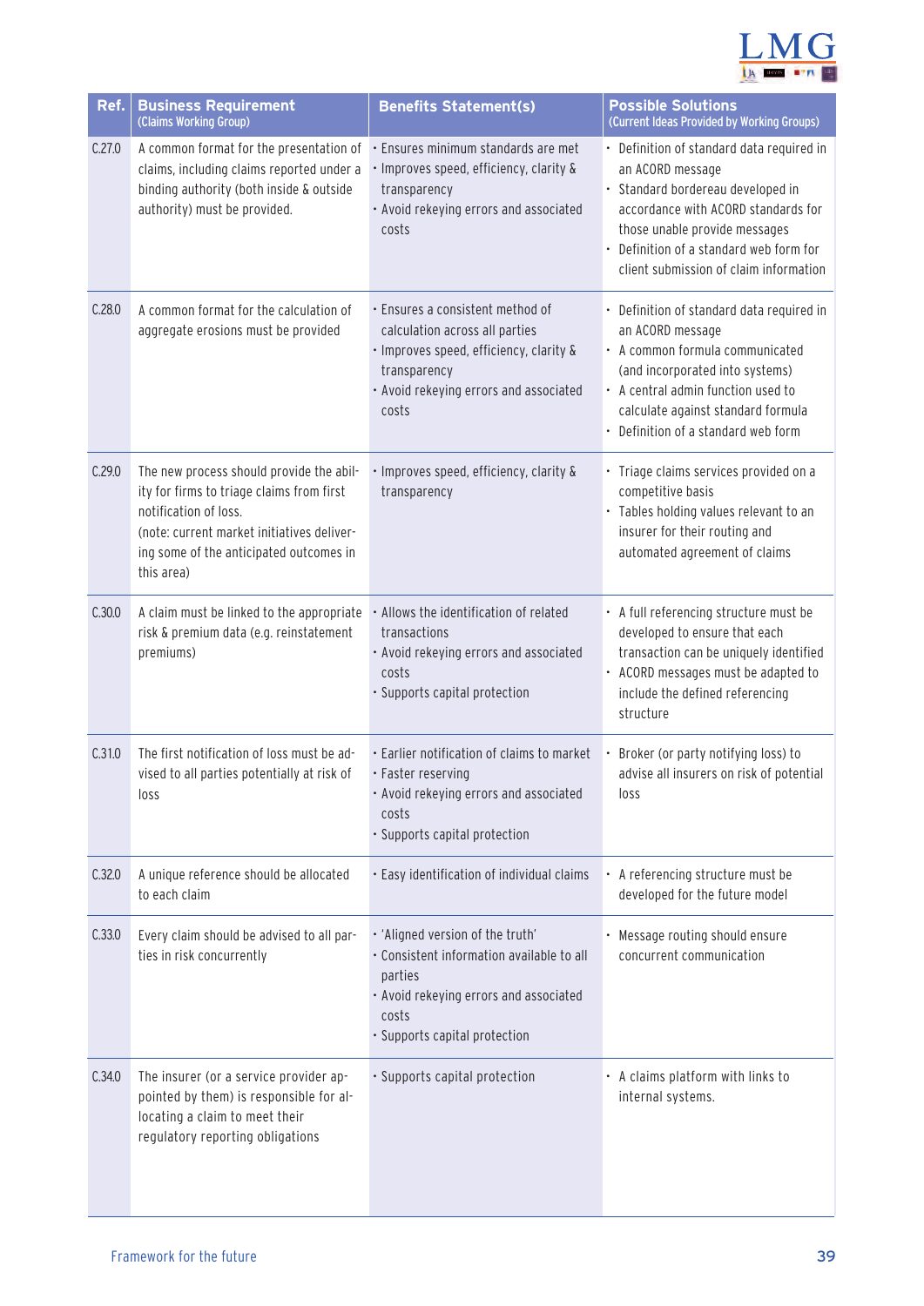| Ref. | Business Requirement (Claims Working Group) | Benefits Statement(s) | Possible Solutions (Current Ideas Provided by Working Groups) |
|---|---|---|---|
| C.27.0 | A common format for the presentation of claims, including claims reported under a binding authority (both inside & outside authority) must be provided. | • Ensures minimum standards are met<br>• Improves speed, efficiency, clarity & transparency<br>• Avoid rekeying errors and associated costs | • Definition of standard data required in an ACORD message<br>• Standard bordereau developed in accordance with ACORD standards for those unable provide messages<br>• Definition of a standard web form for client submission of claim information |
| C.28.0 | A common format for the calculation of aggregate erosions must be provided | • Ensures a consistent method of calculation across all parties<br>• Improves speed, efficiency, clarity & transparency<br>• Avoid rekeying errors and associated costs | • Definition of standard data required in an ACORD message<br>• A common formula communicated (and incorporated into systems)<br>• A central admin function used to calculate against standard formula<br>• Definition of a standard web form |
| C.29.0 | The new process should provide the ability for firms to triage claims from first notification of loss.<br>(note: current market initiatives delivering some of the anticipated outcomes in this area) | • Improves speed, efficiency, clarity & transparency | • Triage claims services provided on a competitive basis<br>• Tables holding values relevant to an insurer for their routing and automated agreement of claims |
| C.30.0 | A claim must be linked to the appropriate risk & premium data (e.g. reinstatement premiums) | • Allows the identification of related transactions<br>• Avoid rekeying errors and associated costs<br>• Supports capital protection | • A full referencing structure must be developed to ensure that each transaction can be uniquely identified<br>• ACORD messages must be adapted to include the defined referencing structure |
| C.31.0 | The first notification of loss must be advised to all parties potentially at risk of loss | • Earlier notification of claims to market<br>• Faster reserving<br>• Avoid rekeying errors and associated costs<br>• Supports capital protection | • Broker (or party notifying loss) to advise all insurers on risk of potential loss |
| C.32.0 | A unique reference should be allocated to each claim | • Easy identification of individual claims | • A referencing structure must be developed for the future model |
| C.33.0 | Every claim should be advised to all parties in risk concurrently | • 'Aligned version of the truth'<br>• Consistent information available to all parties<br>• Avoid rekeying errors and associated costs<br>• Supports capital protection | • Message routing should ensure concurrent communication |
| C.34.0 | The insurer (or a service provider appointed by them) is responsible for allocating a claim to meet their regulatory reporting obligations | • Supports capital protection | • A claims platform with links to internal systems. |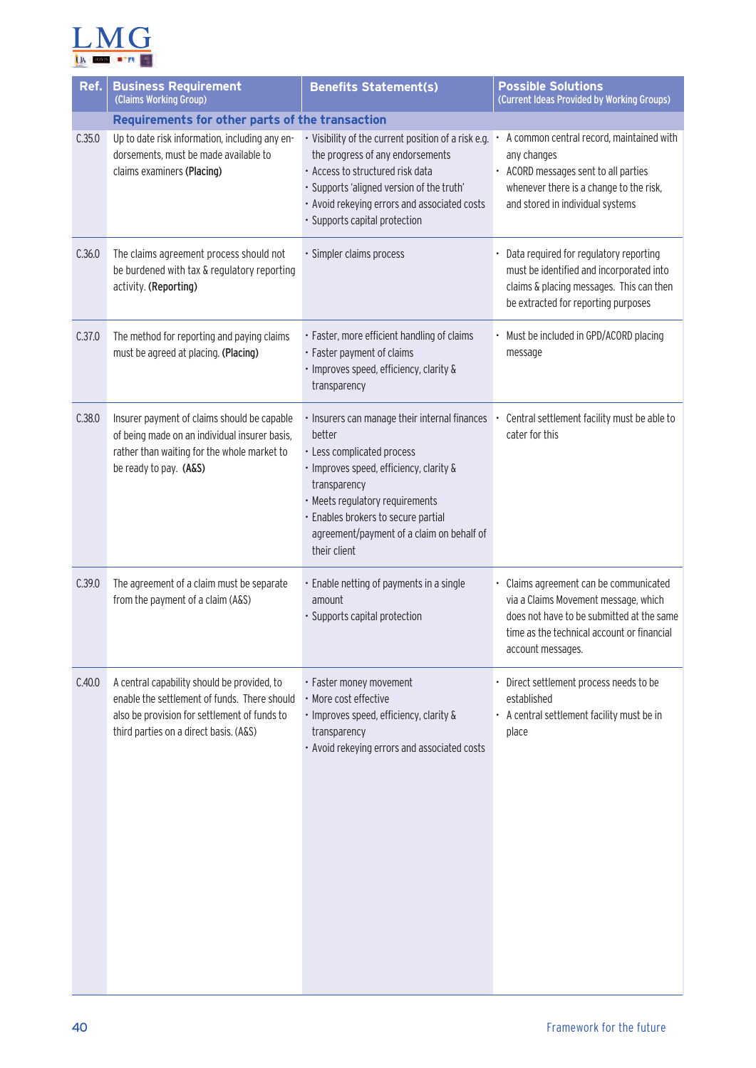| Ref. | Business Requirement (Claims Working Group) | Benefits Statement(s) | Possible Solutions (Current Ideas Provided by Working Groups) |
|---|---|---|---|
| | **Requirements for other parts of the transaction** | | |
| C.35.0 | Up to date risk information, including any endorsements, must be made available to claims examiners **(Placing)** | • Visibility of the current position of a risk e.g. the progress of any endorsements<br>• Access to structured risk data<br>• Supports 'aligned version of the truth'<br>• Avoid rekeying errors and associated costs<br>• Supports capital protection | • A common central record, maintained with any changes<br>• ACORD messages sent to all parties whenever there is a change to the risk, and stored in individual systems |
| C.36.0 | The claims agreement process should not be burdened with tax & regulatory reporting activity. **(Reporting)** | • Simpler claims process | • Data required for regulatory reporting must be identified and incorporated into claims & placing messages. This can then be extracted for reporting purposes |
| C.37.0 | The method for reporting and paying claims must be agreed at placing. **(Placing)** | • Faster, more efficient handling of claims<br>• Faster payment of claims<br>• Improves speed, efficiency, clarity & transparency | • Must be included in GPD/ACORD placing message |
| C.38.0 | Insurer payment of claims should be capable of being made on an individual insurer basis, rather than waiting for the whole market to be ready to pay. **(A&S)** | • Insurers can manage their internal finances better<br>• Less complicated process<br>• Improves speed, efficiency, clarity & transparency<br>• Meets regulatory requirements<br>• Enables brokers to secure partial agreement/payment of a claim on behalf of their client | • Central settlement facility must be able to cater for this |
| C.39.0 | The agreement of a claim must be separate from the payment of a claim (A&S) | • Enable netting of payments in a single amount<br>• Supports capital protection | • Claims agreement can be communicated via a Claims Movement message, which does not have to be submitted at the same time as the technical account or financial account messages. |
| C.40.0 | A central capability should be provided, to enable the settlement of funds. There should also be provision for settlement of funds to third parties on a direct basis. (A&S) | • Faster money movement<br>• More cost effective<br>• Improves speed, efficiency, clarity & transparency<br>• Avoid rekeying errors and associated costs | • Direct settlement process needs to be established<br>• A central settlement facility must be in place |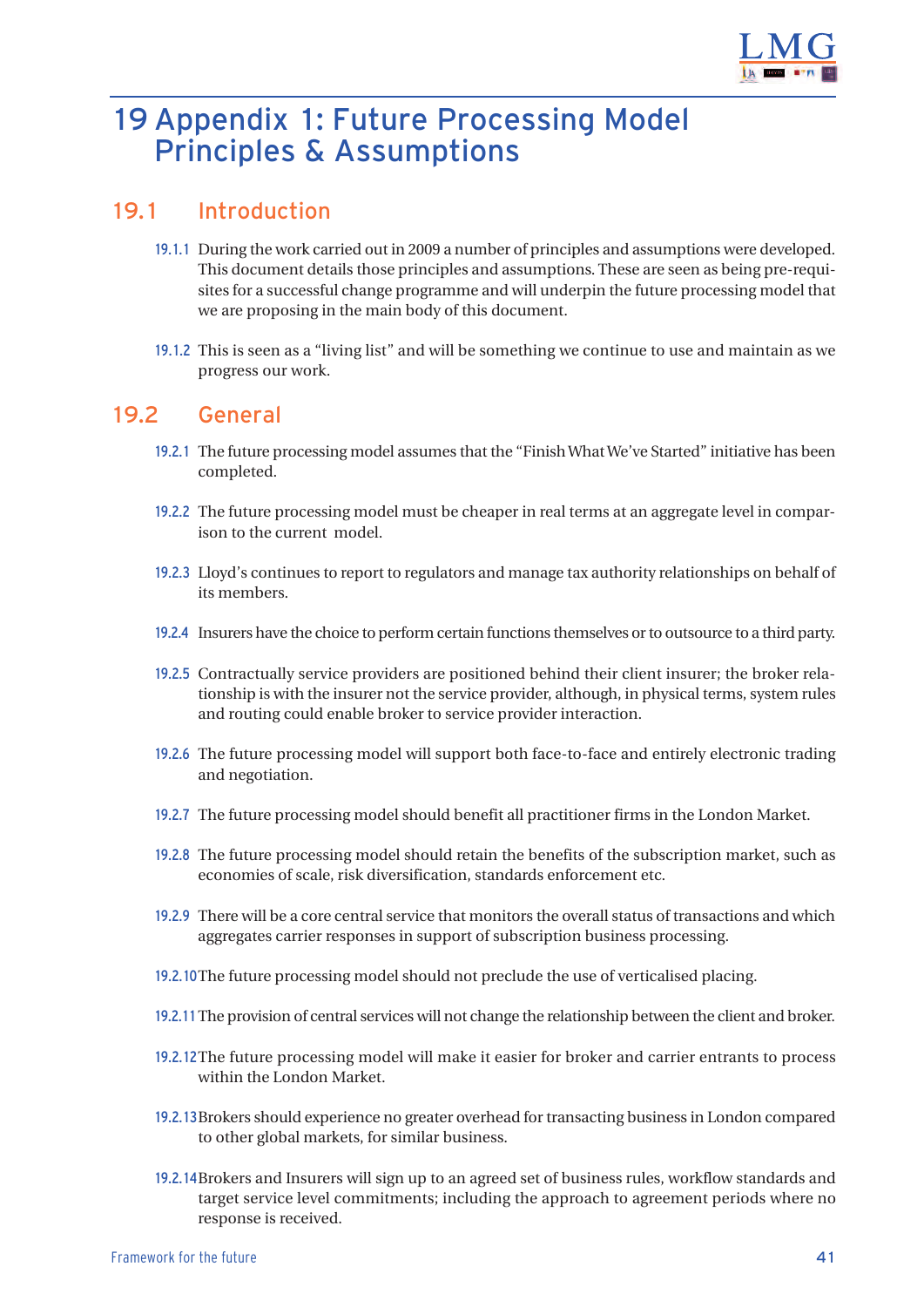# 19 Appendix 1: Future Processing Model Principles & Assumptions

## 19.1 Introduction

19.1.1 During the work carried out in 2009 a number of principles and assumptions were developed. This document details those principles and assumptions. These are seen as being pre-requisites for a successful change programme and will underpin the future processing model that we are proposing in the main body of this document.

19.1.2 This is seen as a "living list" and will be something we continue to use and maintain as we progress our work.

## 19.2 General

19.2.1 The future processing model assumes that the "Finish What We've Started" initiative has been completed.

19.2.2 The future processing model must be cheaper in real terms at an aggregate level in comparison to the current model.

19.2.3 Lloyd's continues to report to regulators and manage tax authority relationships on behalf of its members.

19.2.4 Insurers have the choice to perform certain functions themselves or to outsource to a third party.

19.2.5 Contractually service providers are positioned behind their client insurer; the broker relationship is with the insurer not the service provider, although, in physical terms, system rules and routing could enable broker to service provider interaction.

19.2.6 The future processing model will support both face-to-face and entirely electronic trading and negotiation.

19.2.7 The future processing model should benefit all practitioner firms in the London Market.

19.2.8 The future processing model should retain the benefits of the subscription market, such as economies of scale, risk diversification, standards enforcement etc.

19.2.9 There will be a core central service that monitors the overall status of transactions and which aggregates carrier responses in support of subscription business processing.

19.2.10 The future processing model should not preclude the use of verticalised placing.

19.2.11 The provision of central services will not change the relationship between the client and broker.

19.2.12 The future processing model will make it easier for broker and carrier entrants to process within the London Market.

19.2.13 Brokers should experience no greater overhead for transacting business in London compared to other global markets, for similar business.

19.2.14 Brokers and Insurers will sign up to an agreed set of business rules, workflow standards and target service level commitments; including the approach to agreement periods where no response is received.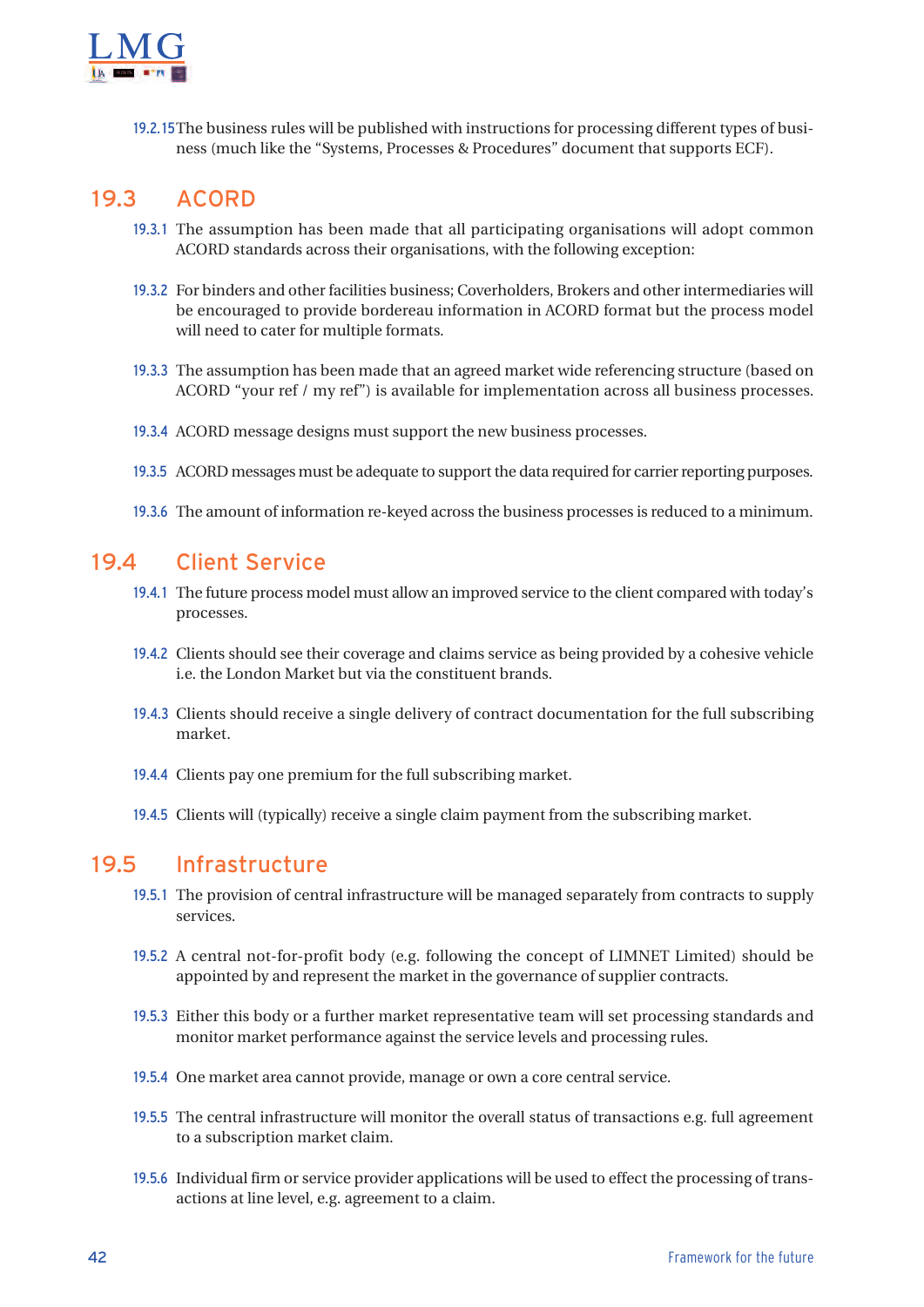19.2.15 The business rules will be published with instructions for processing different types of business (much like the "Systems, Processes & Procedures" document that supports ECF).

## 19.3 ACORD

19.3.1 The assumption has been made that all participating organisations will adopt common ACORD standards across their organisations, with the following exception:

19.3.2 For binders and other facilities business; Coverholders, Brokers and other intermediaries will be encouraged to provide bordereau information in ACORD format but the process model will need to cater for multiple formats.

19.3.3 The assumption has been made that an agreed market wide referencing structure (based on ACORD "your ref / my ref") is available for implementation across all business processes.

19.3.4 ACORD message designs must support the new business processes.

19.3.5 ACORD messages must be adequate to support the data required for carrier reporting purposes.

19.3.6 The amount of information re-keyed across the business processes is reduced to a minimum.

## 19.4 Client Service

19.4.1 The future process model must allow an improved service to the client compared with today's processes.

19.4.2 Clients should see their coverage and claims service as being provided by a cohesive vehicle i.e. the London Market but via the constituent brands.

19.4.3 Clients should receive a single delivery of contract documentation for the full subscribing market.

19.4.4 Clients pay one premium for the full subscribing market.

19.4.5 Clients will (typically) receive a single claim payment from the subscribing market.

## 19.5 Infrastructure

19.5.1 The provision of central infrastructure will be managed separately from contracts to supply services.

19.5.2 A central not-for-profit body (e.g. following the concept of LIMNET Limited) should be appointed by and represent the market in the governance of supplier contracts.

19.5.3 Either this body or a further market representative team will set processing standards and monitor market performance against the service levels and processing rules.

19.5.4 One market area cannot provide, manage or own a core central service.

19.5.5 The central infrastructure will monitor the overall status of transactions e.g. full agreement to a subscription market claim.

19.5.6 Individual firm or service provider applications will be used to effect the processing of transactions at line level, e.g. agreement to a claim.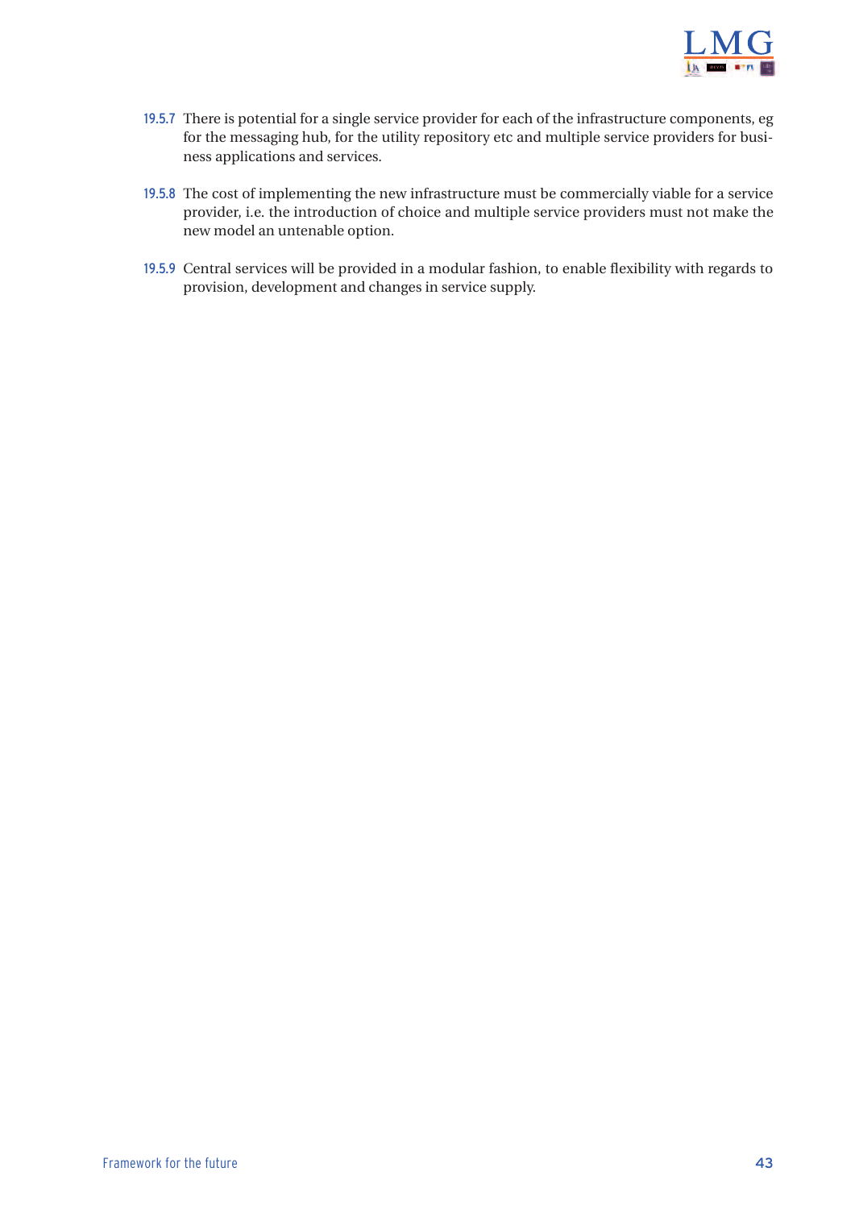19.5.7 There is potential for a single service provider for each of the infrastructure components, eg for the messaging hub, for the utility repository etc and multiple service providers for business applications and services.

19.5.8 The cost of implementing the new infrastructure must be commercially viable for a service provider, i.e. the introduction of choice and multiple service providers must not make the new model an untenable option.

19.5.9 Central services will be provided in a modular fashion, to enable flexibility with regards to provision, development and changes in service supply.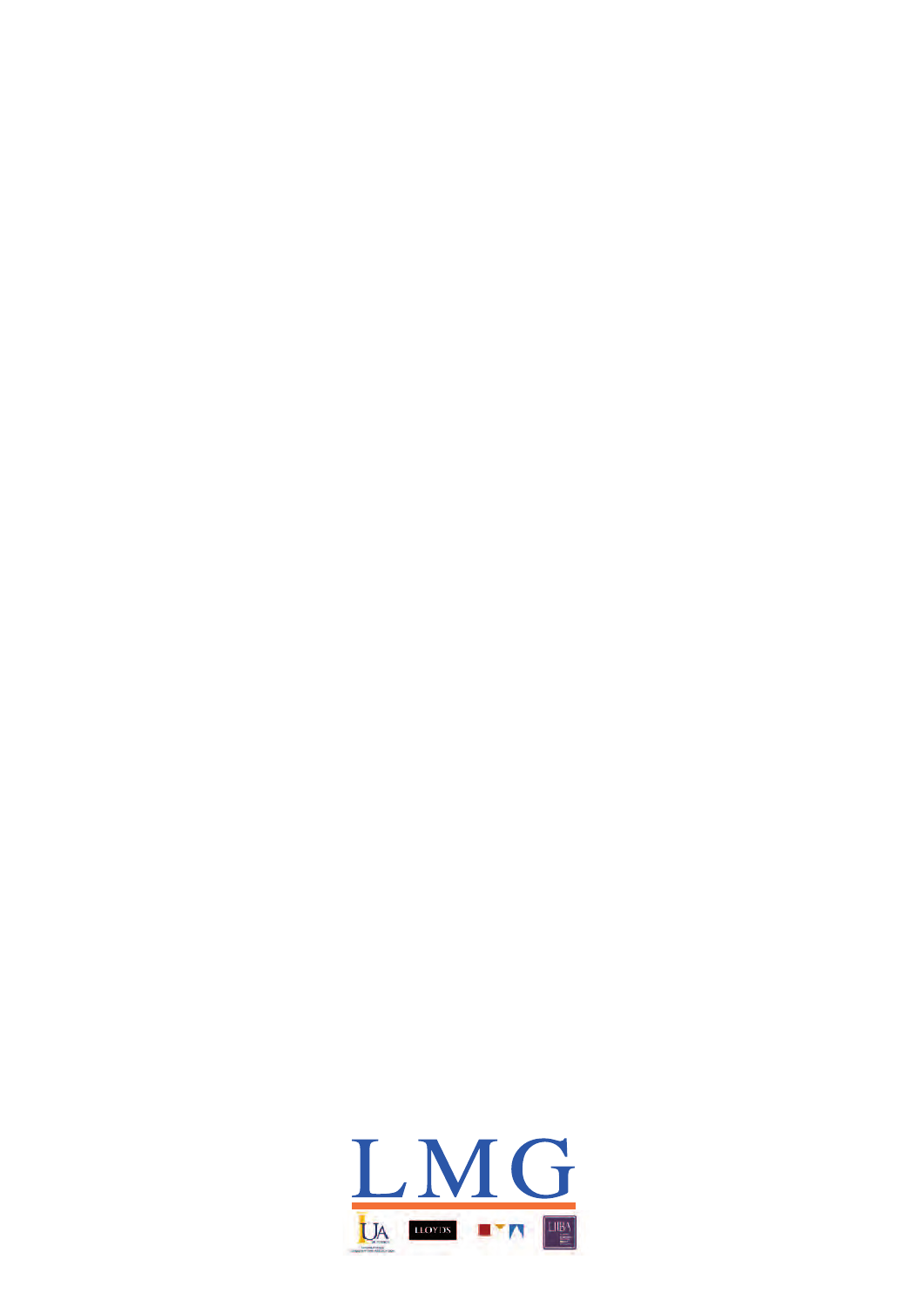LMG

LLOYDS